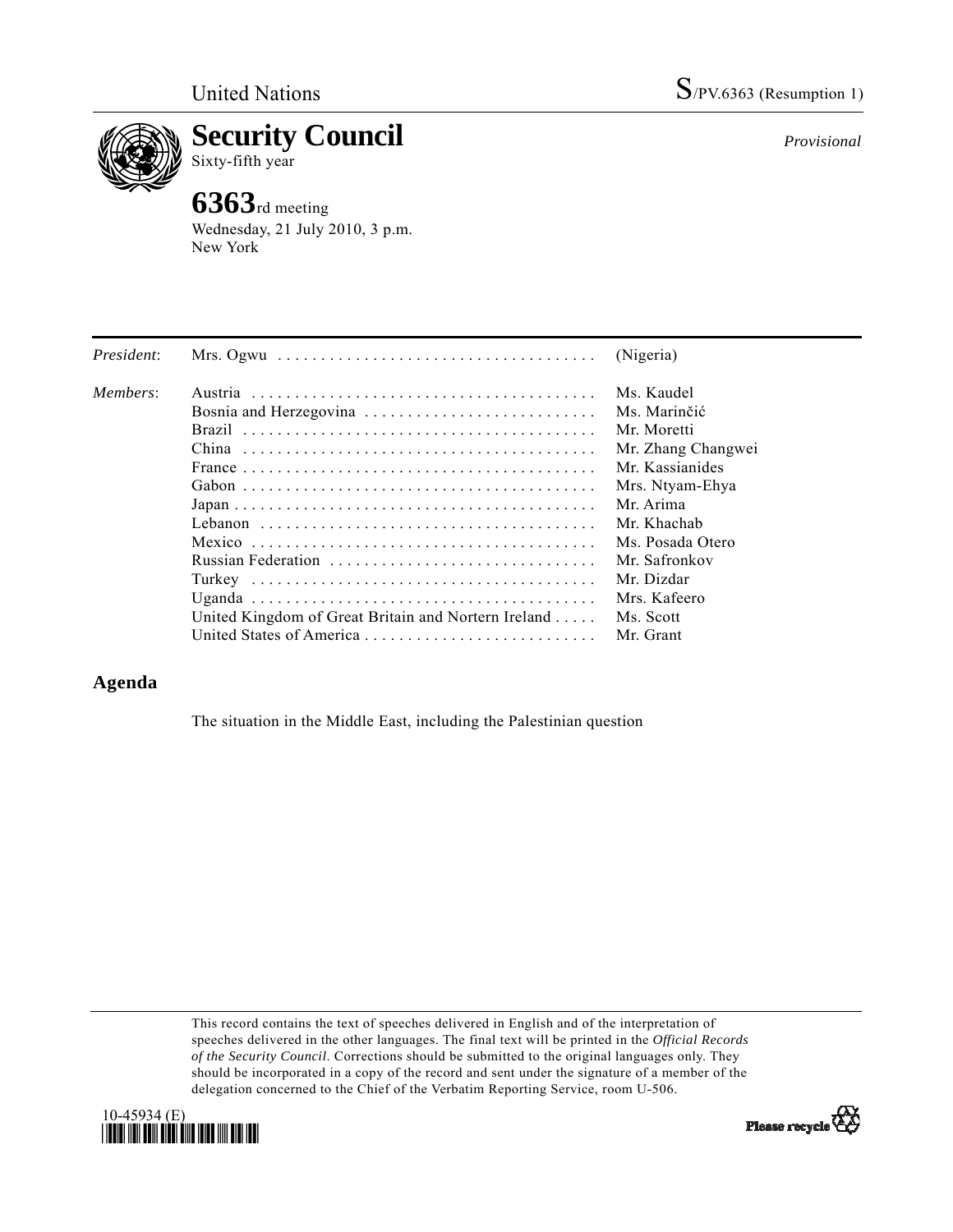United Nations

S/PV.6363 (Resumption 1)

# Security Council

Sixty-fifth year

*Provisional*

## 6363rd meeting

Wednesday, 21 July 2010, 3 p.m.
New York

| | | |
|---|---|---|
| *President*: | Mrs. Ogwu | (Nigeria) |
| *Members*: | Austria | Ms. Kaudel |
| | Bosnia and Herzegovina | Ms. Marinčić |
| | Brazil | Mr. Moretti |
| | China | Mr. Zhang Changwei |
| | France | Mr. Kassianides |
| | Gabon | Mrs. Ntyam-Ehya |
| | Japan | Mr. Arima |
| | Lebanon | Mr. Khachab |
| | Mexico | Ms. Posada Otero |
| | Russian Federation | Mr. Safronkov |
| | Turkey | Mr. Dizdar |
| | Uganda | Mrs. Kafeero |
| | United Kingdom of Great Britain and Nortern Ireland | Ms. Scott |
| | United States of America | Mr. Grant |

## Agenda

The situation in the Middle East, including the Palestinian question

This record contains the text of speeches delivered in English and of the interpretation of speeches delivered in the other languages. The final text will be printed in the *Official Records of the Security Council*. Corrections should be submitted to the original languages only. They should be incorporated in a copy of the record and sent under the signature of a member of the delegation concerned to the Chief of the Verbatim Reporting Service, room U-506.

10-45934 (E)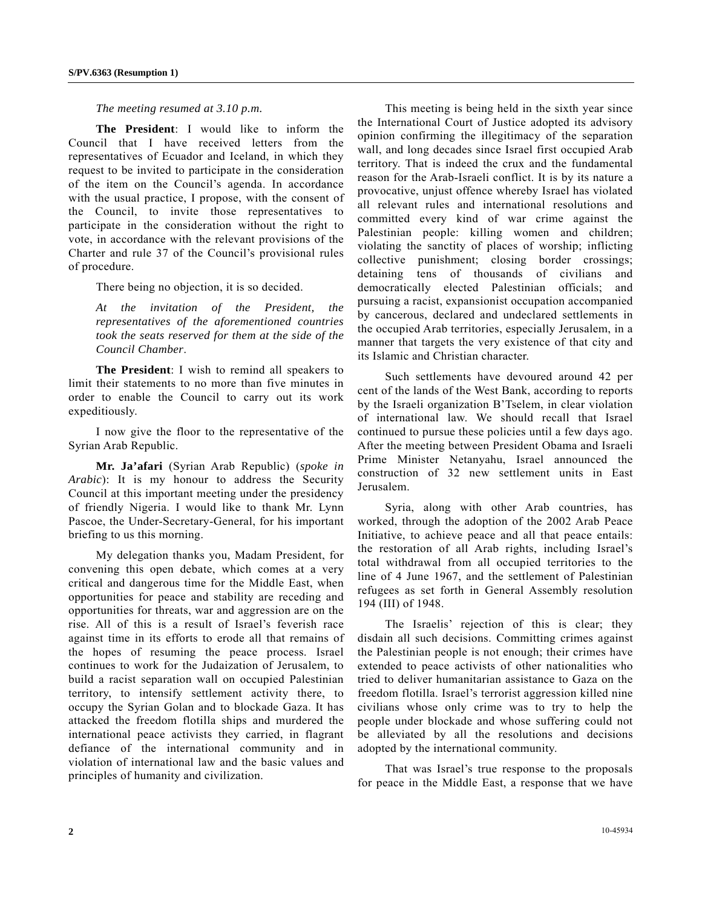*The meeting resumed at 3.10 p.m.*

**The President**: I would like to inform the Council that I have received letters from the representatives of Ecuador and Iceland, in which they request to be invited to participate in the consideration of the item on the Council's agenda. In accordance with the usual practice, I propose, with the consent of the Council, to invite those representatives to participate in the consideration without the right to vote, in accordance with the relevant provisions of the Charter and rule 37 of the Council's provisional rules of procedure.

There being no objection, it is so decided.

*At the invitation of the President, the representatives of the aforementioned countries took the seats reserved for them at the side of the Council Chamber*.

**The President**: I wish to remind all speakers to limit their statements to no more than five minutes in order to enable the Council to carry out its work expeditiously.

I now give the floor to the representative of the Syrian Arab Republic.

**Mr. Ja'afari** (Syrian Arab Republic) (*spoke in Arabic*): It is my honour to address the Security Council at this important meeting under the presidency of friendly Nigeria. I would like to thank Mr. Lynn Pascoe, the Under-Secretary-General, for his important briefing to us this morning.

My delegation thanks you, Madam President, for convening this open debate, which comes at a very critical and dangerous time for the Middle East, when opportunities for peace and stability are receding and opportunities for threats, war and aggression are on the rise. All of this is a result of Israel's feverish race against time in its efforts to erode all that remains of the hopes of resuming the peace process. Israel continues to work for the Judaization of Jerusalem, to build a racist separation wall on occupied Palestinian territory, to intensify settlement activity there, to occupy the Syrian Golan and to blockade Gaza. It has attacked the freedom flotilla ships and murdered the international peace activists they carried, in flagrant defiance of the international community and in violation of international law and the basic values and principles of humanity and civilization.

This meeting is being held in the sixth year since the International Court of Justice adopted its advisory opinion confirming the illegitimacy of the separation wall, and long decades since Israel first occupied Arab territory. That is indeed the crux and the fundamental reason for the Arab-Israeli conflict. It is by its nature a provocative, unjust offence whereby Israel has violated all relevant rules and international resolutions and committed every kind of war crime against the Palestinian people: killing women and children; violating the sanctity of places of worship; inflicting collective punishment; closing border crossings; detaining tens of thousands of civilians and democratically elected Palestinian officials; and pursuing a racist, expansionist occupation accompanied by cancerous, declared and undeclared settlements in the occupied Arab territories, especially Jerusalem, in a manner that targets the very existence of that city and its Islamic and Christian character.

Such settlements have devoured around 42 per cent of the lands of the West Bank, according to reports by the Israeli organization B'Tselem, in clear violation of international law. We should recall that Israel continued to pursue these policies until a few days ago. After the meeting between President Obama and Israeli Prime Minister Netanyahu, Israel announced the construction of 32 new settlement units in East Jerusalem.

Syria, along with other Arab countries, has worked, through the adoption of the 2002 Arab Peace Initiative, to achieve peace and all that peace entails: the restoration of all Arab rights, including Israel's total withdrawal from all occupied territories to the line of 4 June 1967, and the settlement of Palestinian refugees as set forth in General Assembly resolution 194 (III) of 1948.

The Israelis' rejection of this is clear; they disdain all such decisions. Committing crimes against the Palestinian people is not enough; their crimes have extended to peace activists of other nationalities who tried to deliver humanitarian assistance to Gaza on the freedom flotilla. Israel's terrorist aggression killed nine civilians whose only crime was to try to help the people under blockade and whose suffering could not be alleviated by all the resolutions and decisions adopted by the international community.

That was Israel's true response to the proposals for peace in the Middle East, a response that we have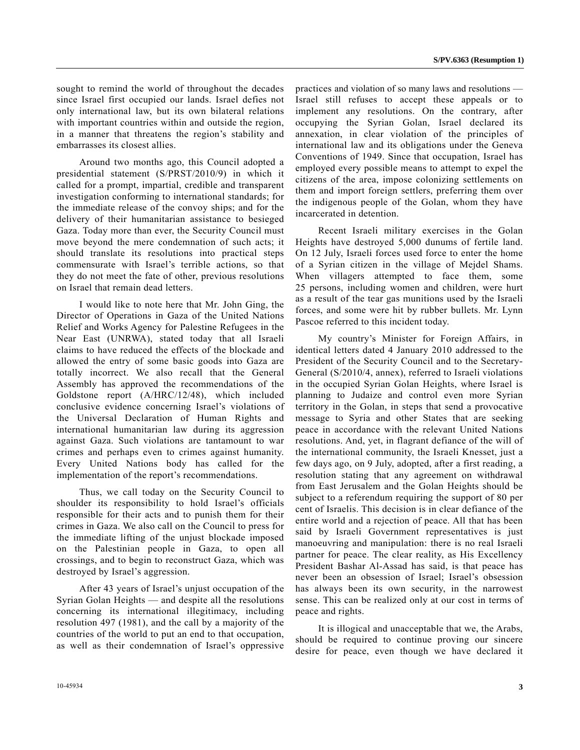sought to remind the world of throughout the decades since Israel first occupied our lands. Israel defies not only international law, but its own bilateral relations with important countries within and outside the region, in a manner that threatens the region's stability and embarrasses its closest allies.

Around two months ago, this Council adopted a presidential statement (S/PRST/2010/9) in which it called for a prompt, impartial, credible and transparent investigation conforming to international standards; for the immediate release of the convoy ships; and for the delivery of their humanitarian assistance to besieged Gaza. Today more than ever, the Security Council must move beyond the mere condemnation of such acts; it should translate its resolutions into practical steps commensurate with Israel's terrible actions, so that they do not meet the fate of other, previous resolutions on Israel that remain dead letters.

I would like to note here that Mr. John Ging, the Director of Operations in Gaza of the United Nations Relief and Works Agency for Palestine Refugees in the Near East (UNRWA), stated today that all Israeli claims to have reduced the effects of the blockade and allowed the entry of some basic goods into Gaza are totally incorrect. We also recall that the General Assembly has approved the recommendations of the Goldstone report (A/HRC/12/48), which included conclusive evidence concerning Israel's violations of the Universal Declaration of Human Rights and international humanitarian law during its aggression against Gaza. Such violations are tantamount to war crimes and perhaps even to crimes against humanity. Every United Nations body has called for the implementation of the report's recommendations.

Thus, we call today on the Security Council to shoulder its responsibility to hold Israel's officials responsible for their acts and to punish them for their crimes in Gaza. We also call on the Council to press for the immediate lifting of the unjust blockade imposed on the Palestinian people in Gaza, to open all crossings, and to begin to reconstruct Gaza, which was destroyed by Israel's aggression.

After 43 years of Israel's unjust occupation of the Syrian Golan Heights — and despite all the resolutions concerning its international illegitimacy, including resolution 497 (1981), and the call by a majority of the countries of the world to put an end to that occupation, as well as their condemnation of Israel's oppressive practices and violation of so many laws and resolutions — Israel still refuses to accept these appeals or to implement any resolutions. On the contrary, after occupying the Syrian Golan, Israel declared its annexation, in clear violation of the principles of international law and its obligations under the Geneva Conventions of 1949. Since that occupation, Israel has employed every possible means to attempt to expel the citizens of the area, impose colonizing settlements on them and import foreign settlers, preferring them over the indigenous people of the Golan, whom they have incarcerated in detention.

Recent Israeli military exercises in the Golan Heights have destroyed 5,000 dunums of fertile land. On 12 July, Israeli forces used force to enter the home of a Syrian citizen in the village of Mejdel Shams. When villagers attempted to face them, some 25 persons, including women and children, were hurt as a result of the tear gas munitions used by the Israeli forces, and some were hit by rubber bullets. Mr. Lynn Pascoe referred to this incident today.

My country's Minister for Foreign Affairs, in identical letters dated 4 January 2010 addressed to the President of the Security Council and to the Secretary-General (S/2010/4, annex), referred to Israeli violations in the occupied Syrian Golan Heights, where Israel is planning to Judaize and control even more Syrian territory in the Golan, in steps that send a provocative message to Syria and other States that are seeking peace in accordance with the relevant United Nations resolutions. And, yet, in flagrant defiance of the will of the international community, the Israeli Knesset, just a few days ago, on 9 July, adopted, after a first reading, a resolution stating that any agreement on withdrawal from East Jerusalem and the Golan Heights should be subject to a referendum requiring the support of 80 per cent of Israelis. This decision is in clear defiance of the entire world and a rejection of peace. All that has been said by Israeli Government representatives is just manoeuvring and manipulation: there is no real Israeli partner for peace. The clear reality, as His Excellency President Bashar Al-Assad has said, is that peace has never been an obsession of Israel; Israel's obsession has always been its own security, in the narrowest sense. This can be realized only at our cost in terms of peace and rights.

It is illogical and unacceptable that we, the Arabs, should be required to continue proving our sincere desire for peace, even though we have declared it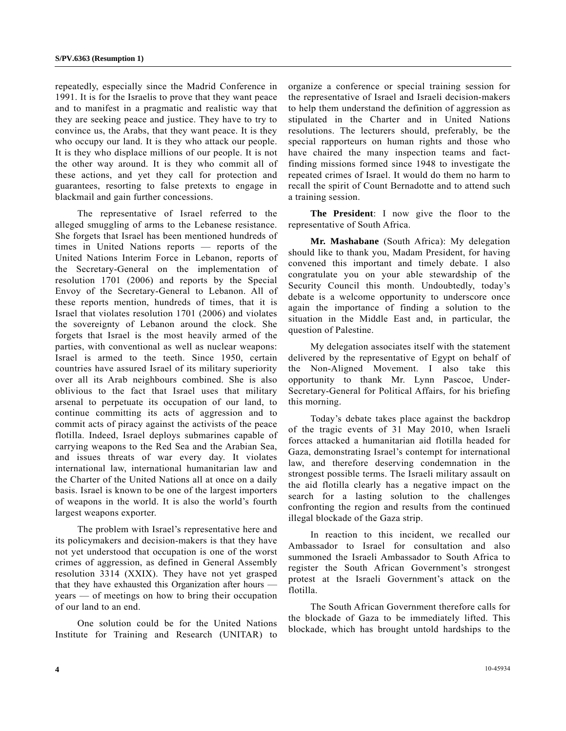repeatedly, especially since the Madrid Conference in 1991. It is for the Israelis to prove that they want peace and to manifest in a pragmatic and realistic way that they are seeking peace and justice. They have to try to convince us, the Arabs, that they want peace. It is they who occupy our land. It is they who attack our people. It is they who displace millions of our people. It is not the other way around. It is they who commit all of these actions, and yet they call for protection and guarantees, resorting to false pretexts to engage in blackmail and gain further concessions.

The representative of Israel referred to the alleged smuggling of arms to the Lebanese resistance. She forgets that Israel has been mentioned hundreds of times in United Nations reports — reports of the United Nations Interim Force in Lebanon, reports of the Secretary-General on the implementation of resolution 1701 (2006) and reports by the Special Envoy of the Secretary-General to Lebanon. All of these reports mention, hundreds of times, that it is Israel that violates resolution 1701 (2006) and violates the sovereignty of Lebanon around the clock. She forgets that Israel is the most heavily armed of the parties, with conventional as well as nuclear weapons: Israel is armed to the teeth. Since 1950, certain countries have assured Israel of its military superiority over all its Arab neighbours combined. She is also oblivious to the fact that Israel uses that military arsenal to perpetuate its occupation of our land, to continue committing its acts of aggression and to commit acts of piracy against the activists of the peace flotilla. Indeed, Israel deploys submarines capable of carrying weapons to the Red Sea and the Arabian Sea, and issues threats of war every day. It violates international law, international humanitarian law and the Charter of the United Nations all at once on a daily basis. Israel is known to be one of the largest importers of weapons in the world. It is also the world's fourth largest weapons exporter.

The problem with Israel's representative here and its policymakers and decision-makers is that they have not yet understood that occupation is one of the worst crimes of aggression, as defined in General Assembly resolution 3314 (XXIX). They have not yet grasped that they have exhausted this Organization after hours — years — of meetings on how to bring their occupation of our land to an end.

One solution could be for the United Nations Institute for Training and Research (UNITAR) to organize a conference or special training session for the representative of Israel and Israeli decision-makers to help them understand the definition of aggression as stipulated in the Charter and in United Nations resolutions. The lecturers should, preferably, be the special rapporteurs on human rights and those who have chaired the many inspection teams and fact-finding missions formed since 1948 to investigate the repeated crimes of Israel. It would do them no harm to recall the spirit of Count Bernadotte and to attend such a training session.

**The President**: I now give the floor to the representative of South Africa.

**Mr. Mashabane** (South Africa): My delegation should like to thank you, Madam President, for having convened this important and timely debate. I also congratulate you on your able stewardship of the Security Council this month. Undoubtedly, today's debate is a welcome opportunity to underscore once again the importance of finding a solution to the situation in the Middle East and, in particular, the question of Palestine.

My delegation associates itself with the statement delivered by the representative of Egypt on behalf of the Non-Aligned Movement. I also take this opportunity to thank Mr. Lynn Pascoe, Under-Secretary-General for Political Affairs, for his briefing this morning.

Today's debate takes place against the backdrop of the tragic events of 31 May 2010, when Israeli forces attacked a humanitarian aid flotilla headed for Gaza, demonstrating Israel's contempt for international law, and therefore deserving condemnation in the strongest possible terms. The Israeli military assault on the aid flotilla clearly has a negative impact on the search for a lasting solution to the challenges confronting the region and results from the continued illegal blockade of the Gaza strip.

In reaction to this incident, we recalled our Ambassador to Israel for consultation and also summoned the Israeli Ambassador to South Africa to register the South African Government's strongest protest at the Israeli Government's attack on the flotilla.

The South African Government therefore calls for the blockade of Gaza to be immediately lifted. This blockade, which has brought untold hardships to the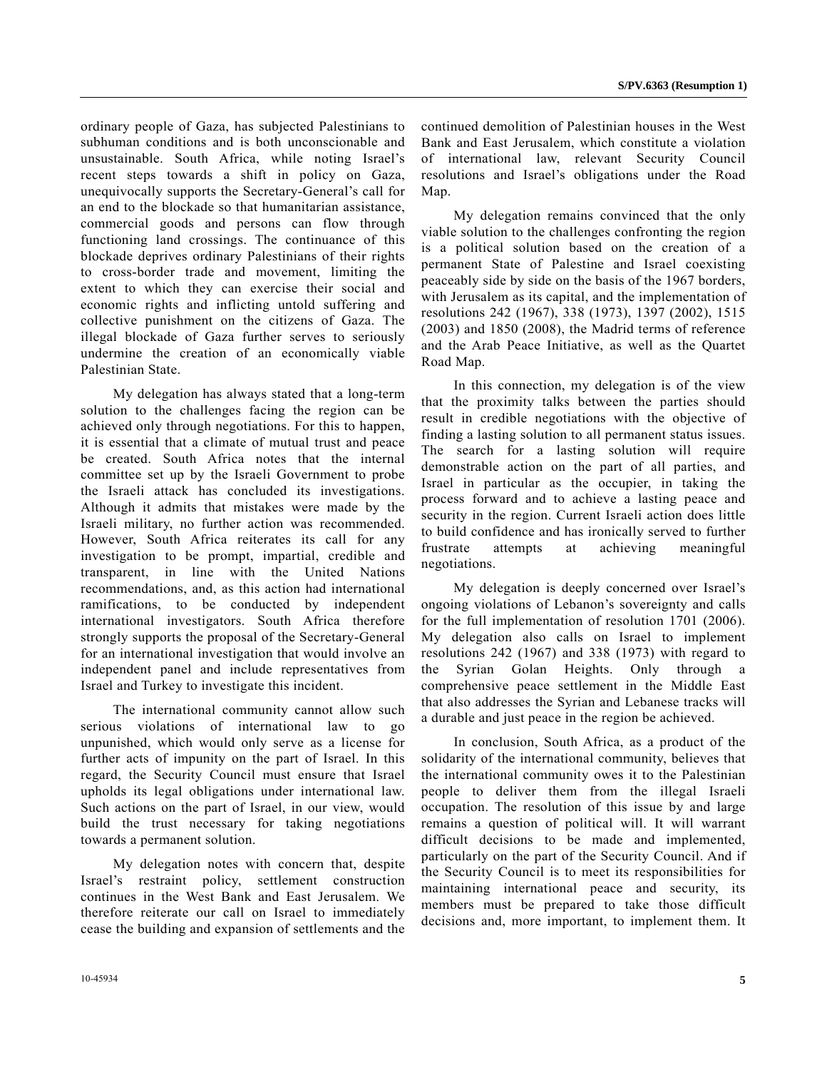ordinary people of Gaza, has subjected Palestinians to subhuman conditions and is both unconscionable and unsustainable. South Africa, while noting Israel's recent steps towards a shift in policy on Gaza, unequivocally supports the Secretary-General's call for an end to the blockade so that humanitarian assistance, commercial goods and persons can flow through functioning land crossings. The continuance of this blockade deprives ordinary Palestinians of their rights to cross-border trade and movement, limiting the extent to which they can exercise their social and economic rights and inflicting untold suffering and collective punishment on the citizens of Gaza. The illegal blockade of Gaza further serves to seriously undermine the creation of an economically viable Palestinian State.

My delegation has always stated that a long-term solution to the challenges facing the region can be achieved only through negotiations. For this to happen, it is essential that a climate of mutual trust and peace be created. South Africa notes that the internal committee set up by the Israeli Government to probe the Israeli attack has concluded its investigations. Although it admits that mistakes were made by the Israeli military, no further action was recommended. However, South Africa reiterates its call for any investigation to be prompt, impartial, credible and transparent, in line with the United Nations recommendations, and, as this action had international ramifications, to be conducted by independent international investigators. South Africa therefore strongly supports the proposal of the Secretary-General for an international investigation that would involve an independent panel and include representatives from Israel and Turkey to investigate this incident.

The international community cannot allow such serious violations of international law to go unpunished, which would only serve as a license for further acts of impunity on the part of Israel. In this regard, the Security Council must ensure that Israel upholds its legal obligations under international law. Such actions on the part of Israel, in our view, would build the trust necessary for taking negotiations towards a permanent solution.

My delegation notes with concern that, despite Israel's restraint policy, settlement construction continues in the West Bank and East Jerusalem. We therefore reiterate our call on Israel to immediately cease the building and expansion of settlements and the continued demolition of Palestinian houses in the West Bank and East Jerusalem, which constitute a violation of international law, relevant Security Council resolutions and Israel's obligations under the Road Map.

My delegation remains convinced that the only viable solution to the challenges confronting the region is a political solution based on the creation of a permanent State of Palestine and Israel coexisting peaceably side by side on the basis of the 1967 borders, with Jerusalem as its capital, and the implementation of resolutions 242 (1967), 338 (1973), 1397 (2002), 1515 (2003) and 1850 (2008), the Madrid terms of reference and the Arab Peace Initiative, as well as the Quartet Road Map.

In this connection, my delegation is of the view that the proximity talks between the parties should result in credible negotiations with the objective of finding a lasting solution to all permanent status issues. The search for a lasting solution will require demonstrable action on the part of all parties, and Israel in particular as the occupier, in taking the process forward and to achieve a lasting peace and security in the region. Current Israeli action does little to build confidence and has ironically served to further frustrate attempts at achieving meaningful negotiations.

My delegation is deeply concerned over Israel's ongoing violations of Lebanon's sovereignty and calls for the full implementation of resolution 1701 (2006). My delegation also calls on Israel to implement resolutions 242 (1967) and 338 (1973) with regard to the Syrian Golan Heights. Only through a comprehensive peace settlement in the Middle East that also addresses the Syrian and Lebanese tracks will a durable and just peace in the region be achieved.

In conclusion, South Africa, as a product of the solidarity of the international community, believes that the international community owes it to the Palestinian people to deliver them from the illegal Israeli occupation. The resolution of this issue by and large remains a question of political will. It will warrant difficult decisions to be made and implemented, particularly on the part of the Security Council. And if the Security Council is to meet its responsibilities for maintaining international peace and security, its members must be prepared to take those difficult decisions and, more important, to implement them. It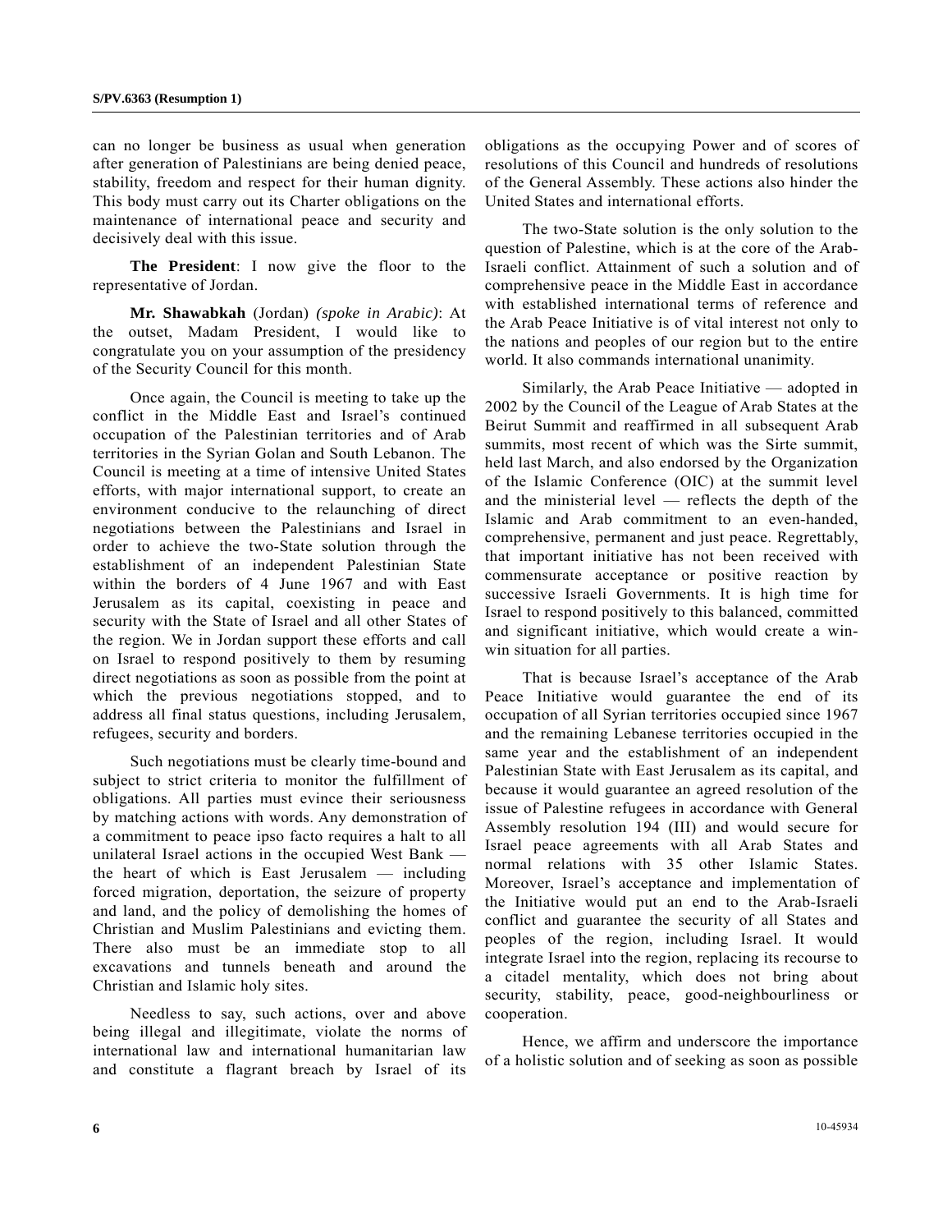can no longer be business as usual when generation after generation of Palestinians are being denied peace, stability, freedom and respect for their human dignity. This body must carry out its Charter obligations on the maintenance of international peace and security and decisively deal with this issue.

**The President**: I now give the floor to the representative of Jordan.

**Mr. Shawabkah** (Jordan) *(spoke in Arabic)*: At the outset, Madam President, I would like to congratulate you on your assumption of the presidency of the Security Council for this month.

Once again, the Council is meeting to take up the conflict in the Middle East and Israel's continued occupation of the Palestinian territories and of Arab territories in the Syrian Golan and South Lebanon. The Council is meeting at a time of intensive United States efforts, with major international support, to create an environment conducive to the relaunching of direct negotiations between the Palestinians and Israel in order to achieve the two-State solution through the establishment of an independent Palestinian State within the borders of 4 June 1967 and with East Jerusalem as its capital, coexisting in peace and security with the State of Israel and all other States of the region. We in Jordan support these efforts and call on Israel to respond positively to them by resuming direct negotiations as soon as possible from the point at which the previous negotiations stopped, and to address all final status questions, including Jerusalem, refugees, security and borders.

Such negotiations must be clearly time-bound and subject to strict criteria to monitor the fulfillment of obligations. All parties must evince their seriousness by matching actions with words. Any demonstration of a commitment to peace ipso facto requires a halt to all unilateral Israel actions in the occupied West Bank — the heart of which is East Jerusalem — including forced migration, deportation, the seizure of property and land, and the policy of demolishing the homes of Christian and Muslim Palestinians and evicting them. There also must be an immediate stop to all excavations and tunnels beneath and around the Christian and Islamic holy sites.

Needless to say, such actions, over and above being illegal and illegitimate, violate the norms of international law and international humanitarian law and constitute a flagrant breach by Israel of its obligations as the occupying Power and of scores of resolutions of this Council and hundreds of resolutions of the General Assembly. These actions also hinder the United States and international efforts.

The two-State solution is the only solution to the question of Palestine, which is at the core of the Arab-Israeli conflict. Attainment of such a solution and of comprehensive peace in the Middle East in accordance with established international terms of reference and the Arab Peace Initiative is of vital interest not only to the nations and peoples of our region but to the entire world. It also commands international unanimity.

Similarly, the Arab Peace Initiative — adopted in 2002 by the Council of the League of Arab States at the Beirut Summit and reaffirmed in all subsequent Arab summits, most recent of which was the Sirte summit, held last March, and also endorsed by the Organization of the Islamic Conference (OIC) at the summit level and the ministerial level — reflects the depth of the Islamic and Arab commitment to an even-handed, comprehensive, permanent and just peace. Regrettably, that important initiative has not been received with commensurate acceptance or positive reaction by successive Israeli Governments. It is high time for Israel to respond positively to this balanced, committed and significant initiative, which would create a win-win situation for all parties.

That is because Israel's acceptance of the Arab Peace Initiative would guarantee the end of its occupation of all Syrian territories occupied since 1967 and the remaining Lebanese territories occupied in the same year and the establishment of an independent Palestinian State with East Jerusalem as its capital, and because it would guarantee an agreed resolution of the issue of Palestine refugees in accordance with General Assembly resolution 194 (III) and would secure for Israel peace agreements with all Arab States and normal relations with 35 other Islamic States. Moreover, Israel's acceptance and implementation of the Initiative would put an end to the Arab-Israeli conflict and guarantee the security of all States and peoples of the region, including Israel. It would integrate Israel into the region, replacing its recourse to a citadel mentality, which does not bring about security, stability, peace, good-neighbourliness or cooperation.

Hence, we affirm and underscore the importance of a holistic solution and of seeking as soon as possible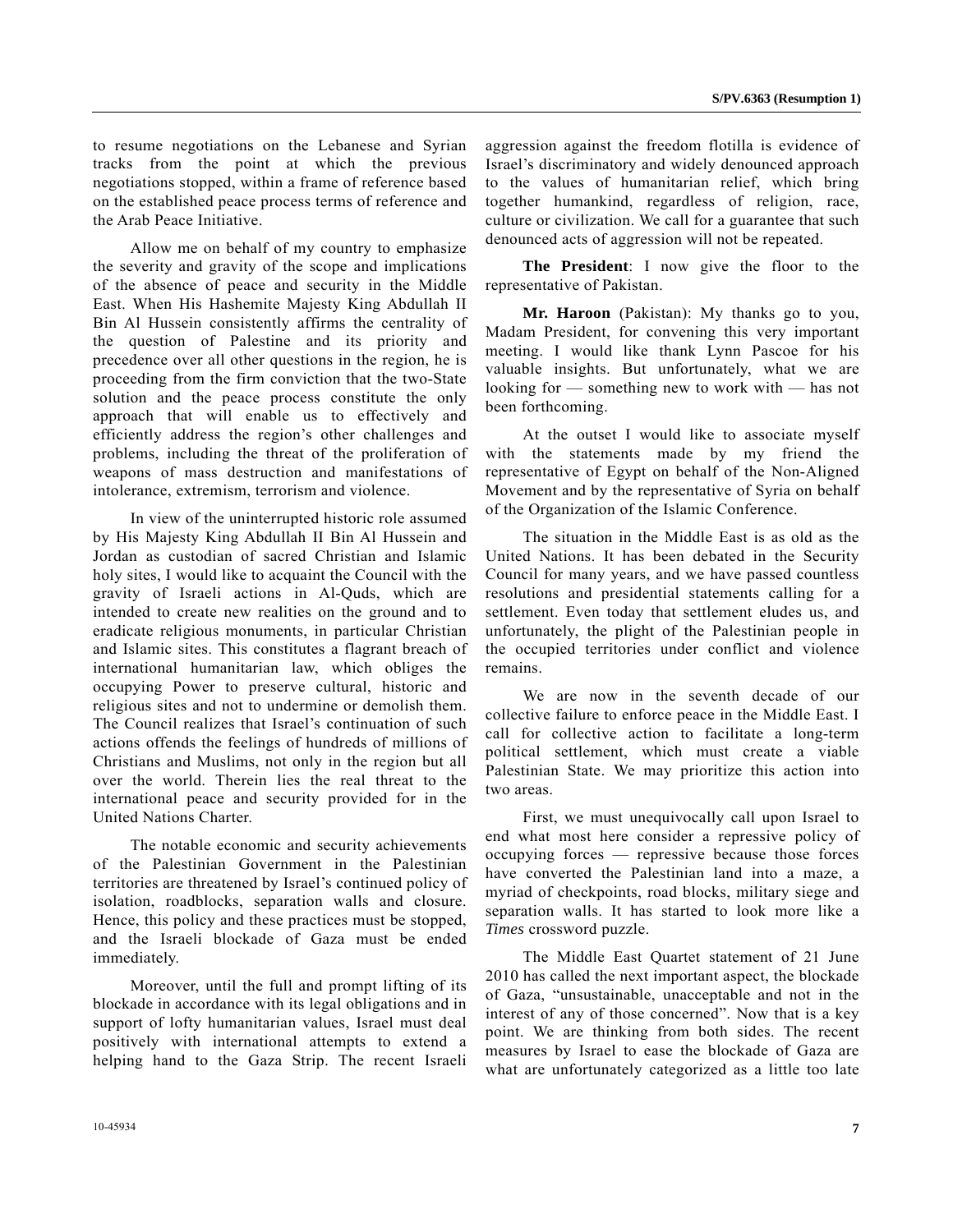to resume negotiations on the Lebanese and Syrian tracks from the point at which the previous negotiations stopped, within a frame of reference based on the established peace process terms of reference and the Arab Peace Initiative.

Allow me on behalf of my country to emphasize the severity and gravity of the scope and implications of the absence of peace and security in the Middle East. When His Hashemite Majesty King Abdullah II Bin Al Hussein consistently affirms the centrality of the question of Palestine and its priority and precedence over all other questions in the region, he is proceeding from the firm conviction that the two-State solution and the peace process constitute the only approach that will enable us to effectively and efficiently address the region's other challenges and problems, including the threat of the proliferation of weapons of mass destruction and manifestations of intolerance, extremism, terrorism and violence.

In view of the uninterrupted historic role assumed by His Majesty King Abdullah II Bin Al Hussein and Jordan as custodian of sacred Christian and Islamic holy sites, I would like to acquaint the Council with the gravity of Israeli actions in Al-Quds, which are intended to create new realities on the ground and to eradicate religious monuments, in particular Christian and Islamic sites. This constitutes a flagrant breach of international humanitarian law, which obliges the occupying Power to preserve cultural, historic and religious sites and not to undermine or demolish them. The Council realizes that Israel's continuation of such actions offends the feelings of hundreds of millions of Christians and Muslims, not only in the region but all over the world. Therein lies the real threat to the international peace and security provided for in the United Nations Charter.

The notable economic and security achievements of the Palestinian Government in the Palestinian territories are threatened by Israel's continued policy of isolation, roadblocks, separation walls and closure. Hence, this policy and these practices must be stopped, and the Israeli blockade of Gaza must be ended immediately.

Moreover, until the full and prompt lifting of its blockade in accordance with its legal obligations and in support of lofty humanitarian values, Israel must deal positively with international attempts to extend a helping hand to the Gaza Strip. The recent Israeli aggression against the freedom flotilla is evidence of Israel's discriminatory and widely denounced approach to the values of humanitarian relief, which bring together humankind, regardless of religion, race, culture or civilization. We call for a guarantee that such denounced acts of aggression will not be repeated.

**The President**: I now give the floor to the representative of Pakistan.

**Mr. Haroon** (Pakistan): My thanks go to you, Madam President, for convening this very important meeting. I would like thank Lynn Pascoe for his valuable insights. But unfortunately, what we are looking for — something new to work with — has not been forthcoming.

At the outset I would like to associate myself with the statements made by my friend the representative of Egypt on behalf of the Non-Aligned Movement and by the representative of Syria on behalf of the Organization of the Islamic Conference.

The situation in the Middle East is as old as the United Nations. It has been debated in the Security Council for many years, and we have passed countless resolutions and presidential statements calling for a settlement. Even today that settlement eludes us, and unfortunately, the plight of the Palestinian people in the occupied territories under conflict and violence remains.

We are now in the seventh decade of our collective failure to enforce peace in the Middle East. I call for collective action to facilitate a long-term political settlement, which must create a viable Palestinian State. We may prioritize this action into two areas.

First, we must unequivocally call upon Israel to end what most here consider a repressive policy of occupying forces — repressive because those forces have converted the Palestinian land into a maze, a myriad of checkpoints, road blocks, military siege and separation walls. It has started to look more like a *Times* crossword puzzle.

The Middle East Quartet statement of 21 June 2010 has called the next important aspect, the blockade of Gaza, "unsustainable, unacceptable and not in the interest of any of those concerned". Now that is a key point. We are thinking from both sides. The recent measures by Israel to ease the blockade of Gaza are what are unfortunately categorized as a little too late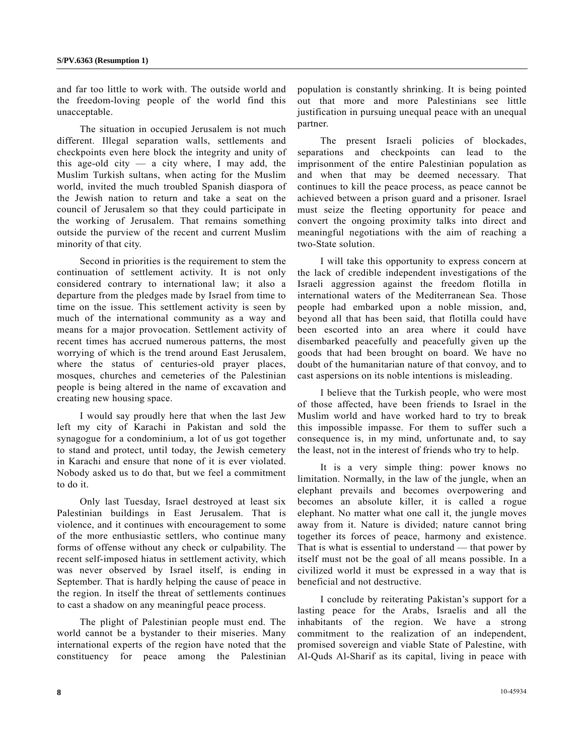and far too little to work with. The outside world and the freedom-loving people of the world find this unacceptable.

The situation in occupied Jerusalem is not much different. Illegal separation walls, settlements and checkpoints even here block the integrity and unity of this age-old city — a city where, I may add, the Muslim Turkish sultans, when acting for the Muslim world, invited the much troubled Spanish diaspora of the Jewish nation to return and take a seat on the council of Jerusalem so that they could participate in the working of Jerusalem. That remains something outside the purview of the recent and current Muslim minority of that city.

Second in priorities is the requirement to stem the continuation of settlement activity. It is not only considered contrary to international law; it also a departure from the pledges made by Israel from time to time on the issue. This settlement activity is seen by much of the international community as a way and means for a major provocation. Settlement activity of recent times has accrued numerous patterns, the most worrying of which is the trend around East Jerusalem, where the status of centuries-old prayer places, mosques, churches and cemeteries of the Palestinian people is being altered in the name of excavation and creating new housing space.

I would say proudly here that when the last Jew left my city of Karachi in Pakistan and sold the synagogue for a condominium, a lot of us got together to stand and protect, until today, the Jewish cemetery in Karachi and ensure that none of it is ever violated. Nobody asked us to do that, but we feel a commitment to do it.

Only last Tuesday, Israel destroyed at least six Palestinian buildings in East Jerusalem. That is violence, and it continues with encouragement to some of the more enthusiastic settlers, who continue many forms of offense without any check or culpability. The recent self-imposed hiatus in settlement activity, which was never observed by Israel itself, is ending in September. That is hardly helping the cause of peace in the region. In itself the threat of settlements continues to cast a shadow on any meaningful peace process.

The plight of Palestinian people must end. The world cannot be a bystander to their miseries. Many international experts of the region have noted that the constituency for peace among the Palestinian population is constantly shrinking. It is being pointed out that more and more Palestinians see little justification in pursuing unequal peace with an unequal partner.

The present Israeli policies of blockades, separations and checkpoints can lead to the imprisonment of the entire Palestinian population as and when that may be deemed necessary. That continues to kill the peace process, as peace cannot be achieved between a prison guard and a prisoner. Israel must seize the fleeting opportunity for peace and convert the ongoing proximity talks into direct and meaningful negotiations with the aim of reaching a two-State solution.

I will take this opportunity to express concern at the lack of credible independent investigations of the Israeli aggression against the freedom flotilla in international waters of the Mediterranean Sea. Those people had embarked upon a noble mission, and, beyond all that has been said, that flotilla could have been escorted into an area where it could have disembarked peacefully and peacefully given up the goods that had been brought on board. We have no doubt of the humanitarian nature of that convoy, and to cast aspersions on its noble intentions is misleading.

I believe that the Turkish people, who were most of those affected, have been friends to Israel in the Muslim world and have worked hard to try to break this impossible impasse. For them to suffer such a consequence is, in my mind, unfortunate and, to say the least, not in the interest of friends who try to help.

It is a very simple thing: power knows no limitation. Normally, in the law of the jungle, when an elephant prevails and becomes overpowering and becomes an absolute killer, it is called a rogue elephant. No matter what one call it, the jungle moves away from it. Nature is divided; nature cannot bring together its forces of peace, harmony and existence. That is what is essential to understand — that power by itself must not be the goal of all means possible. In a civilized world it must be expressed in a way that is beneficial and not destructive.

I conclude by reiterating Pakistan's support for a lasting peace for the Arabs, Israelis and all the inhabitants of the region. We have a strong commitment to the realization of an independent, promised sovereign and viable State of Palestine, with Al-Quds Al-Sharif as its capital, living in peace with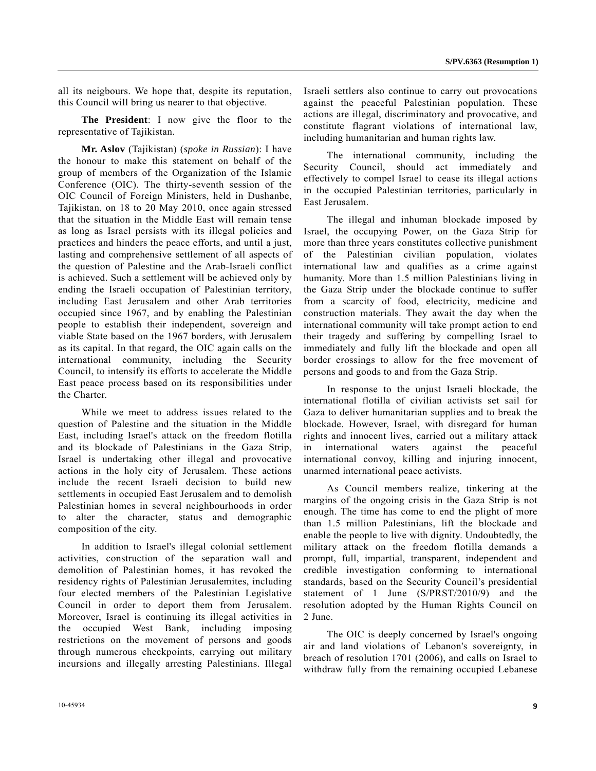all its neigbours. We hope that, despite its reputation, this Council will bring us nearer to that objective.

**The President**: I now give the floor to the representative of Tajikistan.

**Mr. Aslov** (Tajikistan) (*spoke in Russian*): I have the honour to make this statement on behalf of the group of members of the Organization of the Islamic Conference (OIC). The thirty-seventh session of the OIC Council of Foreign Ministers, held in Dushanbe, Tajikistan, on 18 to 20 May 2010, once again stressed that the situation in the Middle East will remain tense as long as Israel persists with its illegal policies and practices and hinders the peace efforts, and until a just, lasting and comprehensive settlement of all aspects of the question of Palestine and the Arab-Israeli conflict is achieved. Such a settlement will be achieved only by ending the Israeli occupation of Palestinian territory, including East Jerusalem and other Arab territories occupied since 1967, and by enabling the Palestinian people to establish their independent, sovereign and viable State based on the 1967 borders, with Jerusalem as its capital. In that regard, the OIC again calls on the international community, including the Security Council, to intensify its efforts to accelerate the Middle East peace process based on its responsibilities under the Charter.

While we meet to address issues related to the question of Palestine and the situation in the Middle East, including Israel's attack on the freedom flotilla and its blockade of Palestinians in the Gaza Strip, Israel is undertaking other illegal and provocative actions in the holy city of Jerusalem. These actions include the recent Israeli decision to build new settlements in occupied East Jerusalem and to demolish Palestinian homes in several neighbourhoods in order to alter the character, status and demographic composition of the city.

In addition to Israel's illegal colonial settlement activities, construction of the separation wall and demolition of Palestinian homes, it has revoked the residency rights of Palestinian Jerusalemites, including four elected members of the Palestinian Legislative Council in order to deport them from Jerusalem. Moreover, Israel is continuing its illegal activities in the occupied West Bank, including imposing restrictions on the movement of persons and goods through numerous checkpoints, carrying out military incursions and illegally arresting Palestinians. Illegal Israeli settlers also continue to carry out provocations against the peaceful Palestinian population. These actions are illegal, discriminatory and provocative, and constitute flagrant violations of international law, including humanitarian and human rights law.

The international community, including the Security Council, should act immediately and effectively to compel Israel to cease its illegal actions in the occupied Palestinian territories, particularly in East Jerusalem.

The illegal and inhuman blockade imposed by Israel, the occupying Power, on the Gaza Strip for more than three years constitutes collective punishment of the Palestinian civilian population, violates international law and qualifies as a crime against humanity. More than 1.5 million Palestinians living in the Gaza Strip under the blockade continue to suffer from a scarcity of food, electricity, medicine and construction materials. They await the day when the international community will take prompt action to end their tragedy and suffering by compelling Israel to immediately and fully lift the blockade and open all border crossings to allow for the free movement of persons and goods to and from the Gaza Strip.

In response to the unjust Israeli blockade, the international flotilla of civilian activists set sail for Gaza to deliver humanitarian supplies and to break the blockade. However, Israel, with disregard for human rights and innocent lives, carried out a military attack in international waters against the peaceful international convoy, killing and injuring innocent, unarmed international peace activists.

As Council members realize, tinkering at the margins of the ongoing crisis in the Gaza Strip is not enough. The time has come to end the plight of more than 1.5 million Palestinians, lift the blockade and enable the people to live with dignity. Undoubtedly, the military attack on the freedom flotilla demands a prompt, full, impartial, transparent, independent and credible investigation conforming to international standards, based on the Security Council's presidential statement of 1 June (S/PRST/2010/9) and the resolution adopted by the Human Rights Council on 2 June.

The OIC is deeply concerned by Israel's ongoing air and land violations of Lebanon's sovereignty, in breach of resolution 1701 (2006), and calls on Israel to withdraw fully from the remaining occupied Lebanese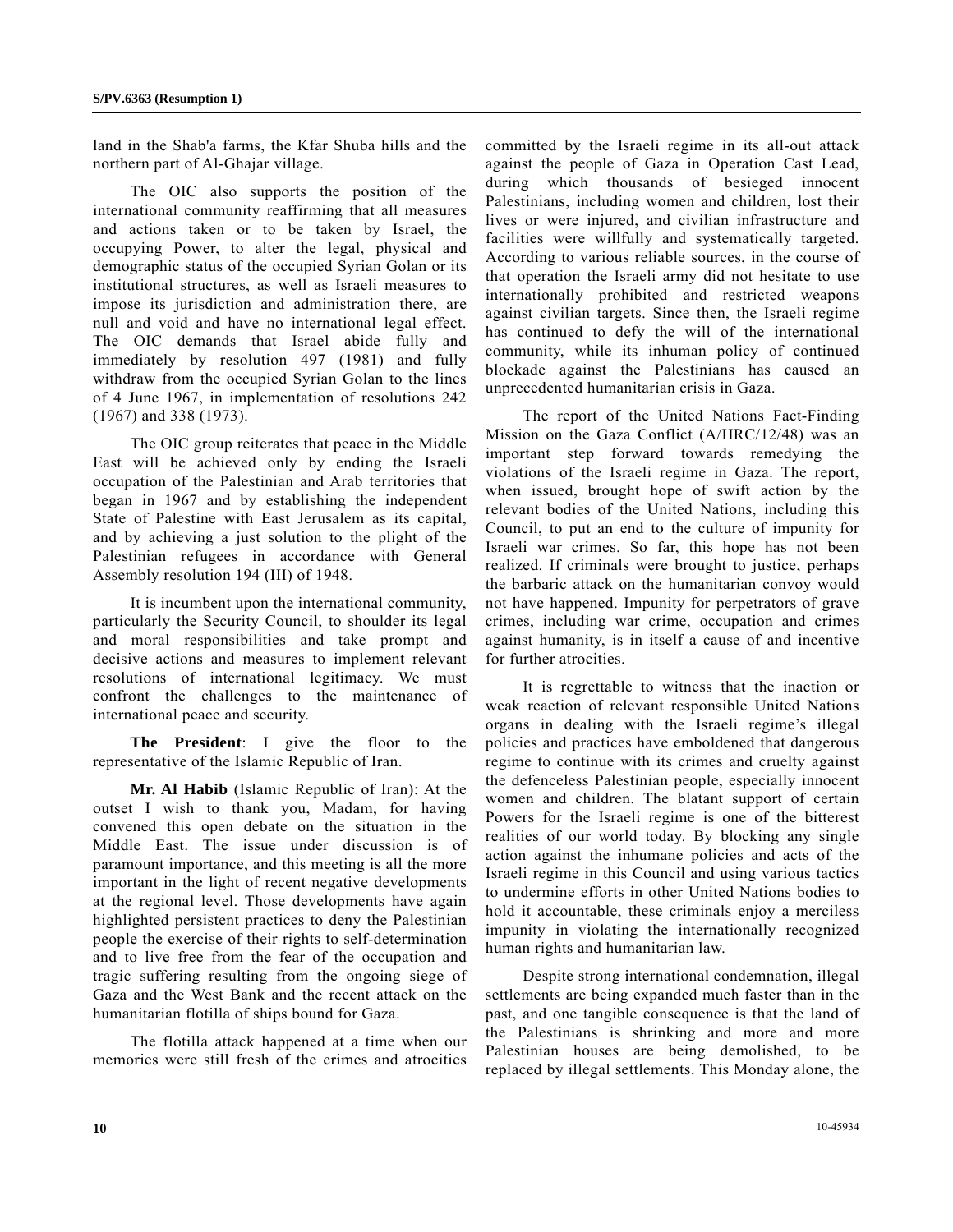land in the Shab'a farms, the Kfar Shuba hills and the northern part of Al-Ghajar village.

The OIC also supports the position of the international community reaffirming that all measures and actions taken or to be taken by Israel, the occupying Power, to alter the legal, physical and demographic status of the occupied Syrian Golan or its institutional structures, as well as Israeli measures to impose its jurisdiction and administration there, are null and void and have no international legal effect. The OIC demands that Israel abide fully and immediately by resolution 497 (1981) and fully withdraw from the occupied Syrian Golan to the lines of 4 June 1967, in implementation of resolutions 242 (1967) and 338 (1973).

The OIC group reiterates that peace in the Middle East will be achieved only by ending the Israeli occupation of the Palestinian and Arab territories that began in 1967 and by establishing the independent State of Palestine with East Jerusalem as its capital, and by achieving a just solution to the plight of the Palestinian refugees in accordance with General Assembly resolution 194 (III) of 1948.

It is incumbent upon the international community, particularly the Security Council, to shoulder its legal and moral responsibilities and take prompt and decisive actions and measures to implement relevant resolutions of international legitimacy. We must confront the challenges to the maintenance of international peace and security.

**The President**: I give the floor to the representative of the Islamic Republic of Iran.

**Mr. Al Habib** (Islamic Republic of Iran): At the outset I wish to thank you, Madam, for having convened this open debate on the situation in the Middle East. The issue under discussion is of paramount importance, and this meeting is all the more important in the light of recent negative developments at the regional level. Those developments have again highlighted persistent practices to deny the Palestinian people the exercise of their rights to self-determination and to live free from the fear of the occupation and tragic suffering resulting from the ongoing siege of Gaza and the West Bank and the recent attack on the humanitarian flotilla of ships bound for Gaza.

The flotilla attack happened at a time when our memories were still fresh of the crimes and atrocities committed by the Israeli regime in its all-out attack against the people of Gaza in Operation Cast Lead, during which thousands of besieged innocent Palestinians, including women and children, lost their lives or were injured, and civilian infrastructure and facilities were willfully and systematically targeted. According to various reliable sources, in the course of that operation the Israeli army did not hesitate to use internationally prohibited and restricted weapons against civilian targets. Since then, the Israeli regime has continued to defy the will of the international community, while its inhuman policy of continued blockade against the Palestinians has caused an unprecedented humanitarian crisis in Gaza.

The report of the United Nations Fact-Finding Mission on the Gaza Conflict (A/HRC/12/48) was an important step forward towards remedying the violations of the Israeli regime in Gaza. The report, when issued, brought hope of swift action by the relevant bodies of the United Nations, including this Council, to put an end to the culture of impunity for Israeli war crimes. So far, this hope has not been realized. If criminals were brought to justice, perhaps the barbaric attack on the humanitarian convoy would not have happened. Impunity for perpetrators of grave crimes, including war crime, occupation and crimes against humanity, is in itself a cause of and incentive for further atrocities.

It is regrettable to witness that the inaction or weak reaction of relevant responsible United Nations organs in dealing with the Israeli regime's illegal policies and practices have emboldened that dangerous regime to continue with its crimes and cruelty against the defenceless Palestinian people, especially innocent women and children. The blatant support of certain Powers for the Israeli regime is one of the bitterest realities of our world today. By blocking any single action against the inhumane policies and acts of the Israeli regime in this Council and using various tactics to undermine efforts in other United Nations bodies to hold it accountable, these criminals enjoy a merciless impunity in violating the internationally recognized human rights and humanitarian law.

Despite strong international condemnation, illegal settlements are being expanded much faster than in the past, and one tangible consequence is that the land of the Palestinians is shrinking and more and more Palestinian houses are being demolished, to be replaced by illegal settlements. This Monday alone, the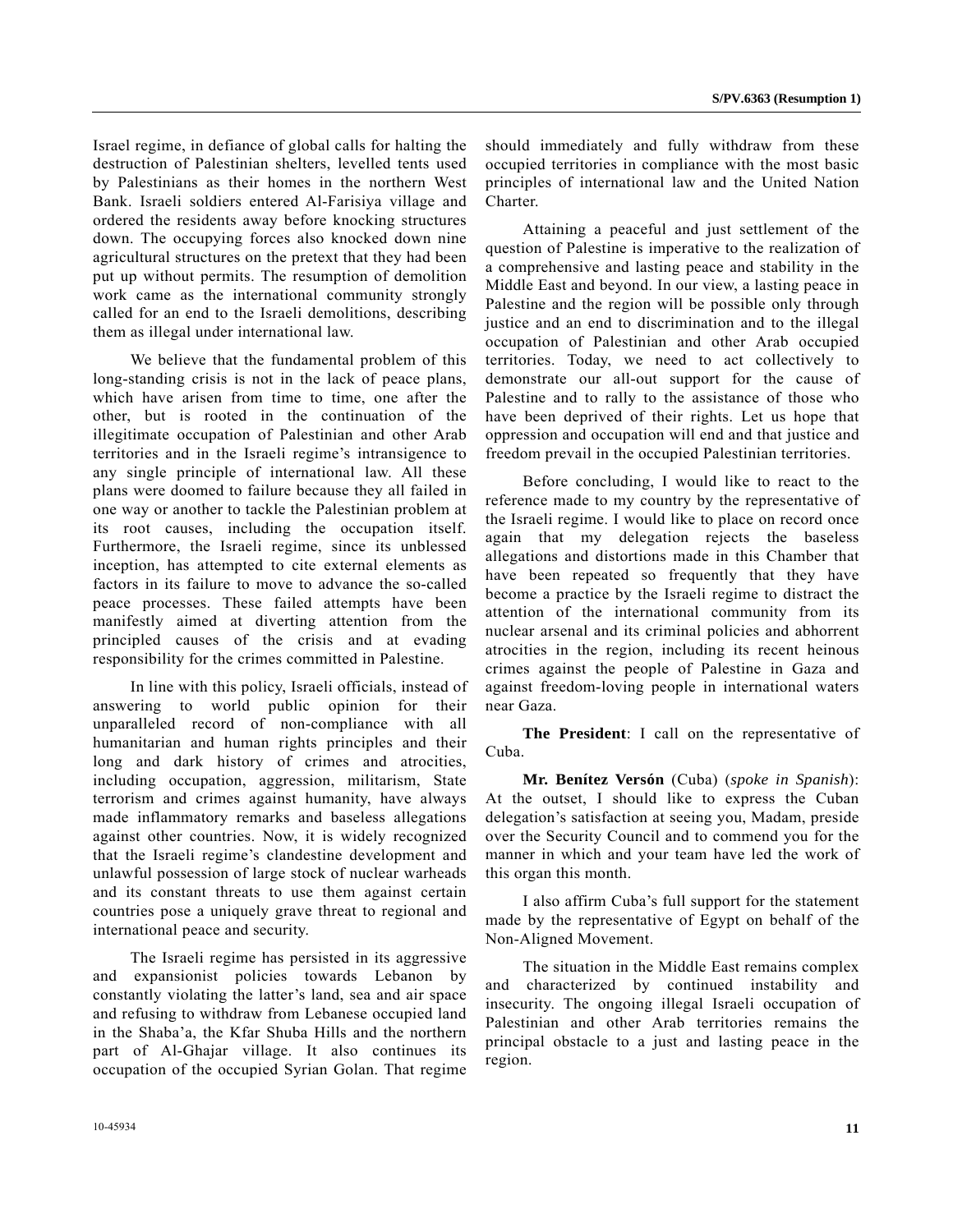Israel regime, in defiance of global calls for halting the destruction of Palestinian shelters, levelled tents used by Palestinians as their homes in the northern West Bank. Israeli soldiers entered Al-Farisiya village and ordered the residents away before knocking structures down. The occupying forces also knocked down nine agricultural structures on the pretext that they had been put up without permits. The resumption of demolition work came as the international community strongly called for an end to the Israeli demolitions, describing them as illegal under international law.

We believe that the fundamental problem of this long-standing crisis is not in the lack of peace plans, which have arisen from time to time, one after the other, but is rooted in the continuation of the illegitimate occupation of Palestinian and other Arab territories and in the Israeli regime's intransigence to any single principle of international law. All these plans were doomed to failure because they all failed in one way or another to tackle the Palestinian problem at its root causes, including the occupation itself. Furthermore, the Israeli regime, since its unblessed inception, has attempted to cite external elements as factors in its failure to move to advance the so-called peace processes. These failed attempts have been manifestly aimed at diverting attention from the principled causes of the crisis and at evading responsibility for the crimes committed in Palestine.

In line with this policy, Israeli officials, instead of answering to world public opinion for their unparalleled record of non-compliance with all humanitarian and human rights principles and their long and dark history of crimes and atrocities, including occupation, aggression, militarism, State terrorism and crimes against humanity, have always made inflammatory remarks and baseless allegations against other countries. Now, it is widely recognized that the Israeli regime's clandestine development and unlawful possession of large stock of nuclear warheads and its constant threats to use them against certain countries pose a uniquely grave threat to regional and international peace and security.

The Israeli regime has persisted in its aggressive and expansionist policies towards Lebanon by constantly violating the latter's land, sea and air space and refusing to withdraw from Lebanese occupied land in the Shaba'a, the Kfar Shuba Hills and the northern part of Al-Ghajar village. It also continues its occupation of the occupied Syrian Golan. That regime should immediately and fully withdraw from these occupied territories in compliance with the most basic principles of international law and the United Nation Charter.

Attaining a peaceful and just settlement of the question of Palestine is imperative to the realization of a comprehensive and lasting peace and stability in the Middle East and beyond. In our view, a lasting peace in Palestine and the region will be possible only through justice and an end to discrimination and to the illegal occupation of Palestinian and other Arab occupied territories. Today, we need to act collectively to demonstrate our all-out support for the cause of Palestine and to rally to the assistance of those who have been deprived of their rights. Let us hope that oppression and occupation will end and that justice and freedom prevail in the occupied Palestinian territories.

Before concluding, I would like to react to the reference made to my country by the representative of the Israeli regime. I would like to place on record once again that my delegation rejects the baseless allegations and distortions made in this Chamber that have been repeated so frequently that they have become a practice by the Israeli regime to distract the attention of the international community from its nuclear arsenal and its criminal policies and abhorrent atrocities in the region, including its recent heinous crimes against the people of Palestine in Gaza and against freedom-loving people in international waters near Gaza.

**The President**: I call on the representative of Cuba.

**Mr. Benítez Versón** (Cuba) (*spoke in Spanish*): At the outset, I should like to express the Cuban delegation's satisfaction at seeing you, Madam, preside over the Security Council and to commend you for the manner in which and your team have led the work of this organ this month.

I also affirm Cuba's full support for the statement made by the representative of Egypt on behalf of the Non-Aligned Movement.

The situation in the Middle East remains complex and characterized by continued instability and insecurity. The ongoing illegal Israeli occupation of Palestinian and other Arab territories remains the principal obstacle to a just and lasting peace in the region.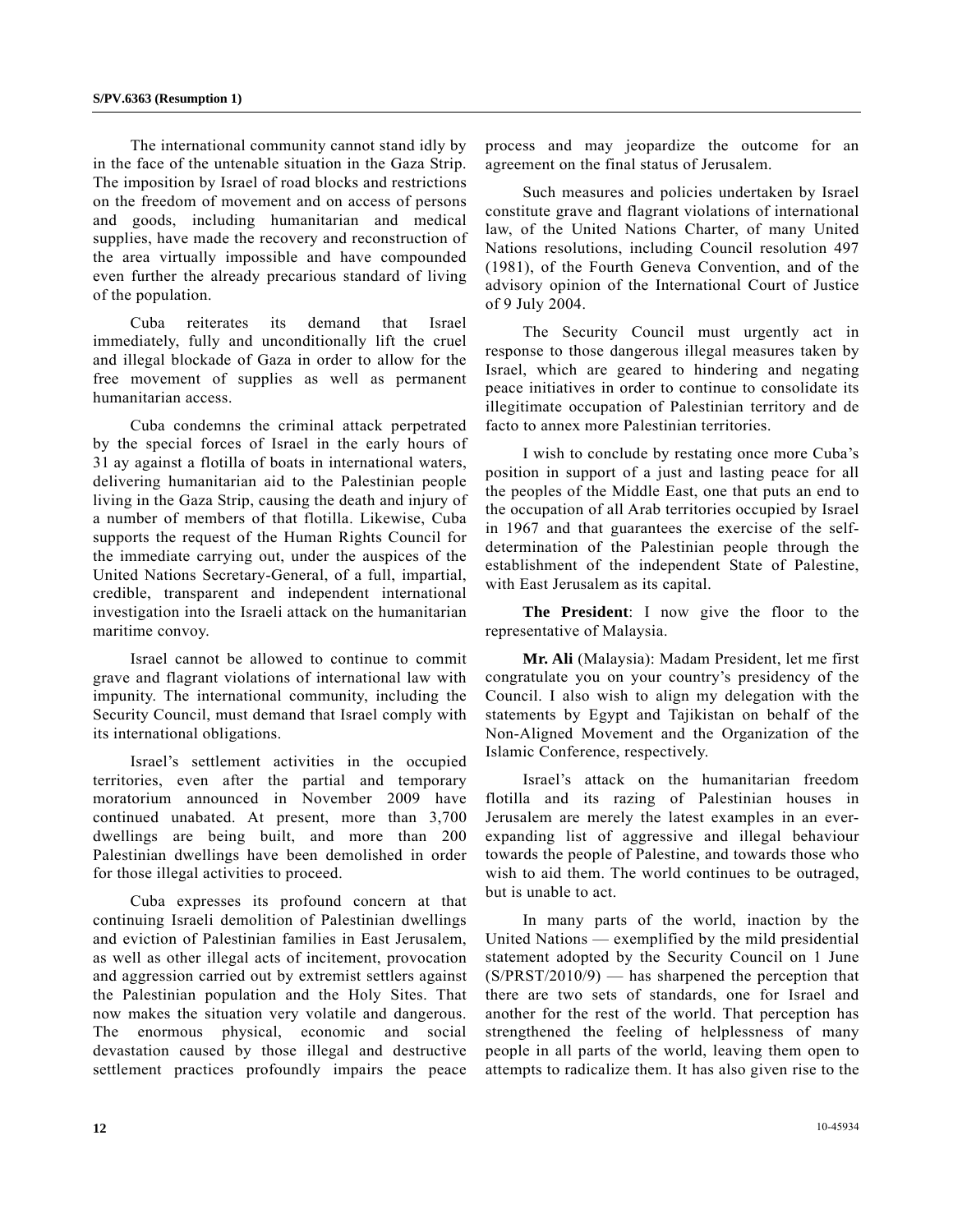The international community cannot stand idly by in the face of the untenable situation in the Gaza Strip. The imposition by Israel of road blocks and restrictions on the freedom of movement and on access of persons and goods, including humanitarian and medical supplies, have made the recovery and reconstruction of the area virtually impossible and have compounded even further the already precarious standard of living of the population.

Cuba reiterates its demand that Israel immediately, fully and unconditionally lift the cruel and illegal blockade of Gaza in order to allow for the free movement of supplies as well as permanent humanitarian access.

Cuba condemns the criminal attack perpetrated by the special forces of Israel in the early hours of 31 ay against a flotilla of boats in international waters, delivering humanitarian aid to the Palestinian people living in the Gaza Strip, causing the death and injury of a number of members of that flotilla. Likewise, Cuba supports the request of the Human Rights Council for the immediate carrying out, under the auspices of the United Nations Secretary-General, of a full, impartial, credible, transparent and independent international investigation into the Israeli attack on the humanitarian maritime convoy.

Israel cannot be allowed to continue to commit grave and flagrant violations of international law with impunity. The international community, including the Security Council, must demand that Israel comply with its international obligations.

Israel's settlement activities in the occupied territories, even after the partial and temporary moratorium announced in November 2009 have continued unabated. At present, more than 3,700 dwellings are being built, and more than 200 Palestinian dwellings have been demolished in order for those illegal activities to proceed.

Cuba expresses its profound concern at that continuing Israeli demolition of Palestinian dwellings and eviction of Palestinian families in East Jerusalem, as well as other illegal acts of incitement, provocation and aggression carried out by extremist settlers against the Palestinian population and the Holy Sites. That now makes the situation very volatile and dangerous. The enormous physical, economic and social devastation caused by those illegal and destructive settlement practices profoundly impairs the peace process and may jeopardize the outcome for an agreement on the final status of Jerusalem.

Such measures and policies undertaken by Israel constitute grave and flagrant violations of international law, of the United Nations Charter, of many United Nations resolutions, including Council resolution 497 (1981), of the Fourth Geneva Convention, and of the advisory opinion of the International Court of Justice of 9 July 2004.

The Security Council must urgently act in response to those dangerous illegal measures taken by Israel, which are geared to hindering and negating peace initiatives in order to continue to consolidate its illegitimate occupation of Palestinian territory and de facto to annex more Palestinian territories.

I wish to conclude by restating once more Cuba's position in support of a just and lasting peace for all the peoples of the Middle East, one that puts an end to the occupation of all Arab territories occupied by Israel in 1967 and that guarantees the exercise of the self-determination of the Palestinian people through the establishment of the independent State of Palestine, with East Jerusalem as its capital.

**The President**: I now give the floor to the representative of Malaysia.

**Mr. Ali** (Malaysia): Madam President, let me first congratulate you on your country's presidency of the Council. I also wish to align my delegation with the statements by Egypt and Tajikistan on behalf of the Non-Aligned Movement and the Organization of the Islamic Conference, respectively.

Israel's attack on the humanitarian freedom flotilla and its razing of Palestinian houses in Jerusalem are merely the latest examples in an ever-expanding list of aggressive and illegal behaviour towards the people of Palestine, and towards those who wish to aid them. The world continues to be outraged, but is unable to act.

In many parts of the world, inaction by the United Nations — exemplified by the mild presidential statement adopted by the Security Council on 1 June (S/PRST/2010/9) — has sharpened the perception that there are two sets of standards, one for Israel and another for the rest of the world. That perception has strengthened the feeling of helplessness of many people in all parts of the world, leaving them open to attempts to radicalize them. It has also given rise to the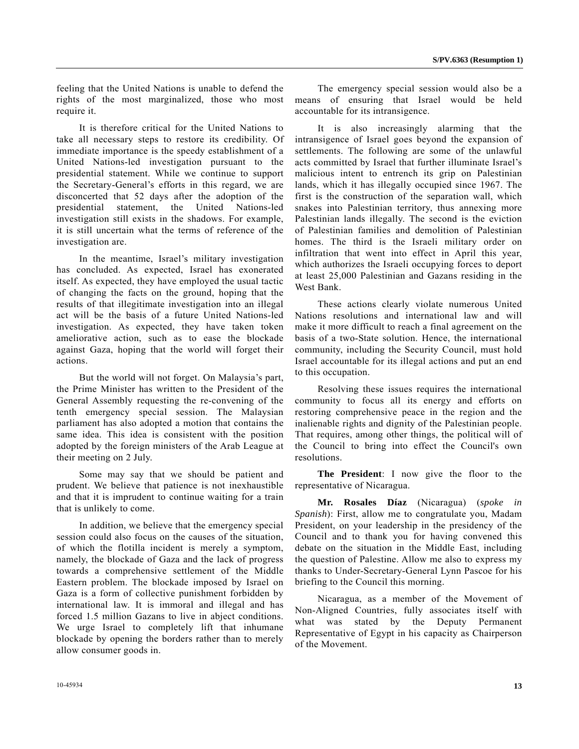feeling that the United Nations is unable to defend the rights of the most marginalized, those who most require it.

It is therefore critical for the United Nations to take all necessary steps to restore its credibility. Of immediate importance is the speedy establishment of a United Nations-led investigation pursuant to the presidential statement. While we continue to support the Secretary-General's efforts in this regard, we are disconcerted that 52 days after the adoption of the presidential statement, the United Nations-led investigation still exists in the shadows. For example, it is still uncertain what the terms of reference of the investigation are.

In the meantime, Israel's military investigation has concluded. As expected, Israel has exonerated itself. As expected, they have employed the usual tactic of changing the facts on the ground, hoping that the results of that illegitimate investigation into an illegal act will be the basis of a future United Nations-led investigation. As expected, they have taken token ameliorative action, such as to ease the blockade against Gaza, hoping that the world will forget their actions.

But the world will not forget. On Malaysia's part, the Prime Minister has written to the President of the General Assembly requesting the re-convening of the tenth emergency special session. The Malaysian parliament has also adopted a motion that contains the same idea. This idea is consistent with the position adopted by the foreign ministers of the Arab League at their meeting on 2 July.

Some may say that we should be patient and prudent. We believe that patience is not inexhaustible and that it is imprudent to continue waiting for a train that is unlikely to come.

In addition, we believe that the emergency special session could also focus on the causes of the situation, of which the flotilla incident is merely a symptom, namely, the blockade of Gaza and the lack of progress towards a comprehensive settlement of the Middle Eastern problem. The blockade imposed by Israel on Gaza is a form of collective punishment forbidden by international law. It is immoral and illegal and has forced 1.5 million Gazans to live in abject conditions. We urge Israel to completely lift that inhumane blockade by opening the borders rather than to merely allow consumer goods in.

The emergency special session would also be a means of ensuring that Israel would be held accountable for its intransigence.

It is also increasingly alarming that the intransigence of Israel goes beyond the expansion of settlements. The following are some of the unlawful acts committed by Israel that further illuminate Israel's malicious intent to entrench its grip on Palestinian lands, which it has illegally occupied since 1967. The first is the construction of the separation wall, which snakes into Palestinian territory, thus annexing more Palestinian lands illegally. The second is the eviction of Palestinian families and demolition of Palestinian homes. The third is the Israeli military order on infiltration that went into effect in April this year, which authorizes the Israeli occupying forces to deport at least 25,000 Palestinian and Gazans residing in the West Bank.

These actions clearly violate numerous United Nations resolutions and international law and will make it more difficult to reach a final agreement on the basis of a two-State solution. Hence, the international community, including the Security Council, must hold Israel accountable for its illegal actions and put an end to this occupation.

Resolving these issues requires the international community to focus all its energy and efforts on restoring comprehensive peace in the region and the inalienable rights and dignity of the Palestinian people. That requires, among other things, the political will of the Council to bring into effect the Council's own resolutions.

**The President**: I now give the floor to the representative of Nicaragua.

**Mr. Rosales Díaz** (Nicaragua) (*spoke in Spanish*): First, allow me to congratulate you, Madam President, on your leadership in the presidency of the Council and to thank you for having convened this debate on the situation in the Middle East, including the question of Palestine. Allow me also to express my thanks to Under-Secretary-General Lynn Pascoe for his briefing to the Council this morning.

Nicaragua, as a member of the Movement of Non-Aligned Countries, fully associates itself with what was stated by the Deputy Permanent Representative of Egypt in his capacity as Chairperson of the Movement.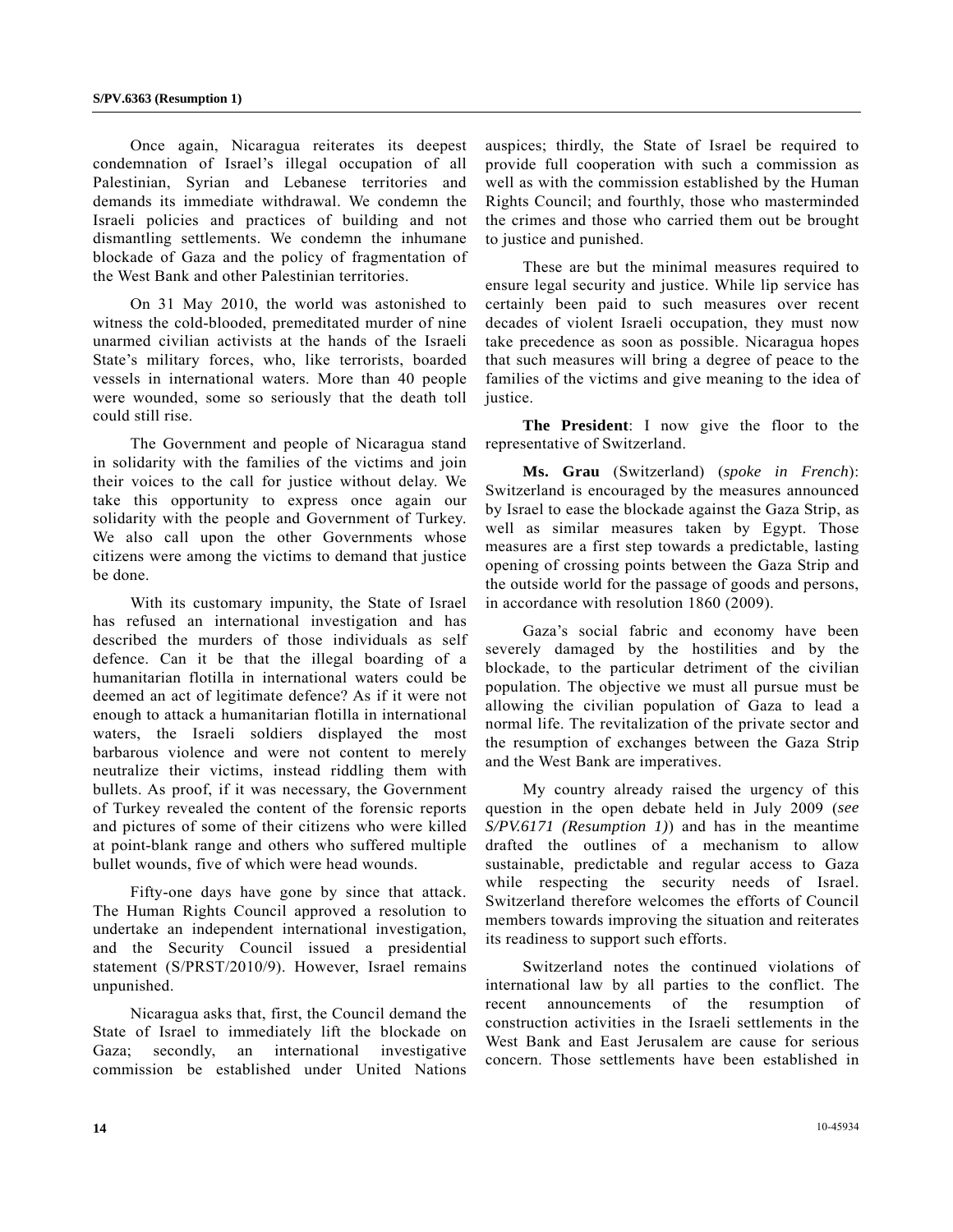Once again, Nicaragua reiterates its deepest condemnation of Israel's illegal occupation of all Palestinian, Syrian and Lebanese territories and demands its immediate withdrawal. We condemn the Israeli policies and practices of building and not dismantling settlements. We condemn the inhumane blockade of Gaza and the policy of fragmentation of the West Bank and other Palestinian territories.

On 31 May 2010, the world was astonished to witness the cold-blooded, premeditated murder of nine unarmed civilian activists at the hands of the Israeli State's military forces, who, like terrorists, boarded vessels in international waters. More than 40 people were wounded, some so seriously that the death toll could still rise.

The Government and people of Nicaragua stand in solidarity with the families of the victims and join their voices to the call for justice without delay. We take this opportunity to express once again our solidarity with the people and Government of Turkey. We also call upon the other Governments whose citizens were among the victims to demand that justice be done.

With its customary impunity, the State of Israel has refused an international investigation and has described the murders of those individuals as self defence. Can it be that the illegal boarding of a humanitarian flotilla in international waters could be deemed an act of legitimate defence? As if it were not enough to attack a humanitarian flotilla in international waters, the Israeli soldiers displayed the most barbarous violence and were not content to merely neutralize their victims, instead riddling them with bullets. As proof, if it was necessary, the Government of Turkey revealed the content of the forensic reports and pictures of some of their citizens who were killed at point-blank range and others who suffered multiple bullet wounds, five of which were head wounds.

Fifty-one days have gone by since that attack. The Human Rights Council approved a resolution to undertake an independent international investigation, and the Security Council issued a presidential statement (S/PRST/2010/9). However, Israel remains unpunished.

Nicaragua asks that, first, the Council demand the State of Israel to immediately lift the blockade on Gaza; secondly, an international investigative commission be established under United Nations auspices; thirdly, the State of Israel be required to provide full cooperation with such a commission as well as with the commission established by the Human Rights Council; and fourthly, those who masterminded the crimes and those who carried them out be brought to justice and punished.

These are but the minimal measures required to ensure legal security and justice. While lip service has certainly been paid to such measures over recent decades of violent Israeli occupation, they must now take precedence as soon as possible. Nicaragua hopes that such measures will bring a degree of peace to the families of the victims and give meaning to the idea of justice.

**The President**: I now give the floor to the representative of Switzerland.

**Ms. Grau** (Switzerland) (*spoke in French*): Switzerland is encouraged by the measures announced by Israel to ease the blockade against the Gaza Strip, as well as similar measures taken by Egypt. Those measures are a first step towards a predictable, lasting opening of crossing points between the Gaza Strip and the outside world for the passage of goods and persons, in accordance with resolution 1860 (2009).

Gaza's social fabric and economy have been severely damaged by the hostilities and by the blockade, to the particular detriment of the civilian population. The objective we must all pursue must be allowing the civilian population of Gaza to lead a normal life. The revitalization of the private sector and the resumption of exchanges between the Gaza Strip and the West Bank are imperatives.

My country already raised the urgency of this question in the open debate held in July 2009 (*see S/PV.6171 (Resumption 1)*) and has in the meantime drafted the outlines of a mechanism to allow sustainable, predictable and regular access to Gaza while respecting the security needs of Israel. Switzerland therefore welcomes the efforts of Council members towards improving the situation and reiterates its readiness to support such efforts.

Switzerland notes the continued violations of international law by all parties to the conflict. The recent announcements of the resumption of construction activities in the Israeli settlements in the West Bank and East Jerusalem are cause for serious concern. Those settlements have been established in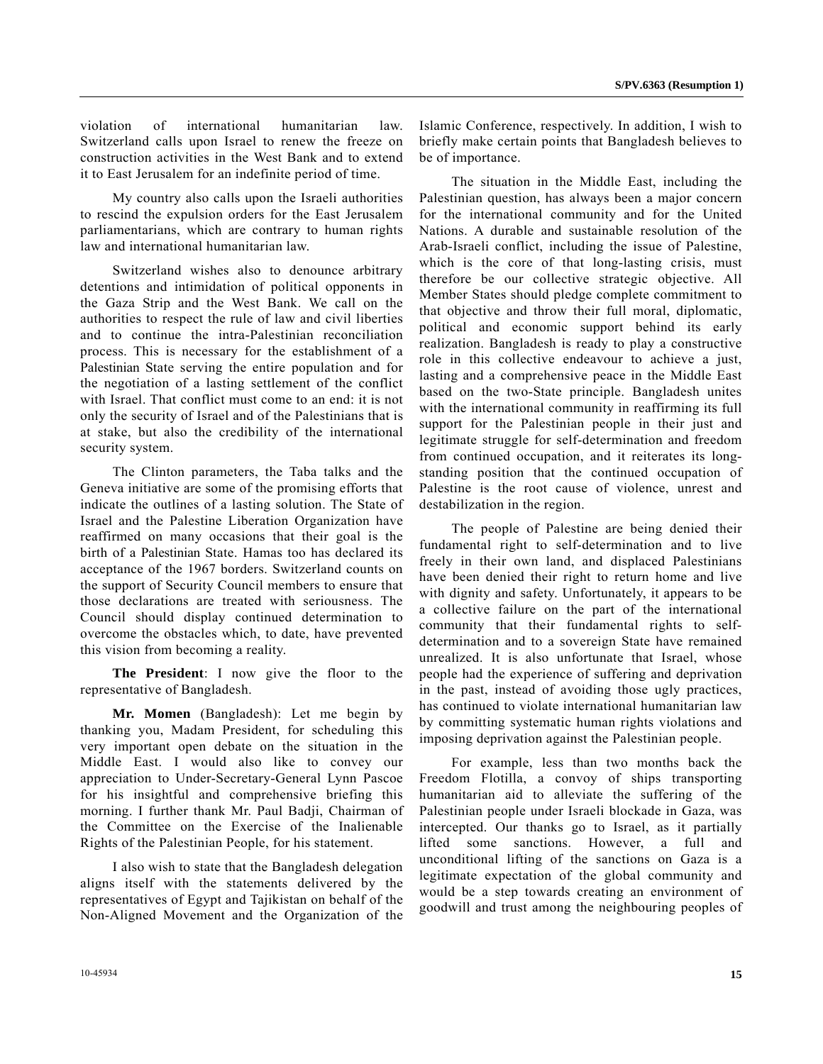violation of international humanitarian law. Switzerland calls upon Israel to renew the freeze on construction activities in the West Bank and to extend it to East Jerusalem for an indefinite period of time.

My country also calls upon the Israeli authorities to rescind the expulsion orders for the East Jerusalem parliamentarians, which are contrary to human rights law and international humanitarian law.

Switzerland wishes also to denounce arbitrary detentions and intimidation of political opponents in the Gaza Strip and the West Bank. We call on the authorities to respect the rule of law and civil liberties and to continue the intra-Palestinian reconciliation process. This is necessary for the establishment of a Palestinian State serving the entire population and for the negotiation of a lasting settlement of the conflict with Israel. That conflict must come to an end: it is not only the security of Israel and of the Palestinians that is at stake, but also the credibility of the international security system.

The Clinton parameters, the Taba talks and the Geneva initiative are some of the promising efforts that indicate the outlines of a lasting solution. The State of Israel and the Palestine Liberation Organization have reaffirmed on many occasions that their goal is the birth of a Palestinian State. Hamas too has declared its acceptance of the 1967 borders. Switzerland counts on the support of Security Council members to ensure that those declarations are treated with seriousness. The Council should display continued determination to overcome the obstacles which, to date, have prevented this vision from becoming a reality.

**The President**: I now give the floor to the representative of Bangladesh.

**Mr. Momen** (Bangladesh): Let me begin by thanking you, Madam President, for scheduling this very important open debate on the situation in the Middle East. I would also like to convey our appreciation to Under-Secretary-General Lynn Pascoe for his insightful and comprehensive briefing this morning. I further thank Mr. Paul Badji, Chairman of the Committee on the Exercise of the Inalienable Rights of the Palestinian People, for his statement.

I also wish to state that the Bangladesh delegation aligns itself with the statements delivered by the representatives of Egypt and Tajikistan on behalf of the Non-Aligned Movement and the Organization of the Islamic Conference, respectively. In addition, I wish to briefly make certain points that Bangladesh believes to be of importance.

The situation in the Middle East, including the Palestinian question, has always been a major concern for the international community and for the United Nations. A durable and sustainable resolution of the Arab-Israeli conflict, including the issue of Palestine, which is the core of that long-lasting crisis, must therefore be our collective strategic objective. All Member States should pledge complete commitment to that objective and throw their full moral, diplomatic, political and economic support behind its early realization. Bangladesh is ready to play a constructive role in this collective endeavour to achieve a just, lasting and a comprehensive peace in the Middle East based on the two-State principle. Bangladesh unites with the international community in reaffirming its full support for the Palestinian people in their just and legitimate struggle for self-determination and freedom from continued occupation, and it reiterates its long-standing position that the continued occupation of Palestine is the root cause of violence, unrest and destabilization in the region.

The people of Palestine are being denied their fundamental right to self-determination and to live freely in their own land, and displaced Palestinians have been denied their right to return home and live with dignity and safety. Unfortunately, it appears to be a collective failure on the part of the international community that their fundamental rights to self-determination and to a sovereign State have remained unrealized. It is also unfortunate that Israel, whose people had the experience of suffering and deprivation in the past, instead of avoiding those ugly practices, has continued to violate international humanitarian law by committing systematic human rights violations and imposing deprivation against the Palestinian people.

For example, less than two months back the Freedom Flotilla, a convoy of ships transporting humanitarian aid to alleviate the suffering of the Palestinian people under Israeli blockade in Gaza, was intercepted. Our thanks go to Israel, as it partially lifted some sanctions. However, a full and unconditional lifting of the sanctions on Gaza is a legitimate expectation of the global community and would be a step towards creating an environment of goodwill and trust among the neighbouring peoples of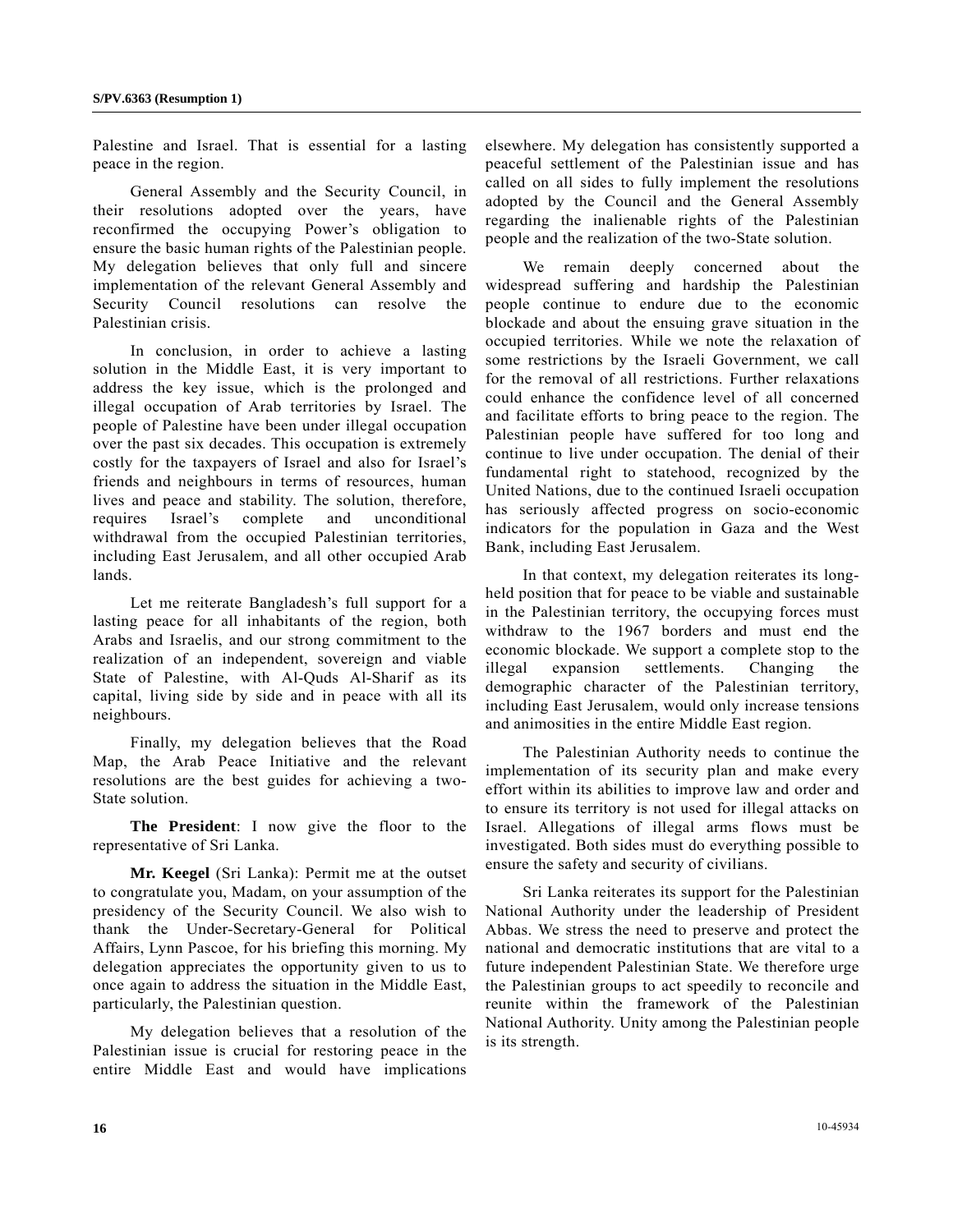Palestine and Israel. That is essential for a lasting peace in the region.

General Assembly and the Security Council, in their resolutions adopted over the years, have reconfirmed the occupying Power's obligation to ensure the basic human rights of the Palestinian people. My delegation believes that only full and sincere implementation of the relevant General Assembly and Security Council resolutions can resolve the Palestinian crisis.

In conclusion, in order to achieve a lasting solution in the Middle East, it is very important to address the key issue, which is the prolonged and illegal occupation of Arab territories by Israel. The people of Palestine have been under illegal occupation over the past six decades. This occupation is extremely costly for the taxpayers of Israel and also for Israel's friends and neighbours in terms of resources, human lives and peace and stability. The solution, therefore, requires Israel's complete and unconditional withdrawal from the occupied Palestinian territories, including East Jerusalem, and all other occupied Arab lands.

Let me reiterate Bangladesh's full support for a lasting peace for all inhabitants of the region, both Arabs and Israelis, and our strong commitment to the realization of an independent, sovereign and viable State of Palestine, with Al-Quds Al-Sharif as its capital, living side by side and in peace with all its neighbours.

Finally, my delegation believes that the Road Map, the Arab Peace Initiative and the relevant resolutions are the best guides for achieving a two-State solution.

**The President**: I now give the floor to the representative of Sri Lanka.

**Mr. Keegel** (Sri Lanka): Permit me at the outset to congratulate you, Madam, on your assumption of the presidency of the Security Council. We also wish to thank the Under-Secretary-General for Political Affairs, Lynn Pascoe, for his briefing this morning. My delegation appreciates the opportunity given to us to once again to address the situation in the Middle East, particularly, the Palestinian question.

My delegation believes that a resolution of the Palestinian issue is crucial for restoring peace in the entire Middle East and would have implications elsewhere. My delegation has consistently supported a peaceful settlement of the Palestinian issue and has called on all sides to fully implement the resolutions adopted by the Council and the General Assembly regarding the inalienable rights of the Palestinian people and the realization of the two-State solution.

We remain deeply concerned about the widespread suffering and hardship the Palestinian people continue to endure due to the economic blockade and about the ensuing grave situation in the occupied territories. While we note the relaxation of some restrictions by the Israeli Government, we call for the removal of all restrictions. Further relaxations could enhance the confidence level of all concerned and facilitate efforts to bring peace to the region. The Palestinian people have suffered for too long and continue to live under occupation. The denial of their fundamental right to statehood, recognized by the United Nations, due to the continued Israeli occupation has seriously affected progress on socio-economic indicators for the population in Gaza and the West Bank, including East Jerusalem.

In that context, my delegation reiterates its long-held position that for peace to be viable and sustainable in the Palestinian territory, the occupying forces must withdraw to the 1967 borders and must end the economic blockade. We support a complete stop to the illegal expansion settlements. Changing the demographic character of the Palestinian territory, including East Jerusalem, would only increase tensions and animosities in the entire Middle East region.

The Palestinian Authority needs to continue the implementation of its security plan and make every effort within its abilities to improve law and order and to ensure its territory is not used for illegal attacks on Israel. Allegations of illegal arms flows must be investigated. Both sides must do everything possible to ensure the safety and security of civilians.

Sri Lanka reiterates its support for the Palestinian National Authority under the leadership of President Abbas. We stress the need to preserve and protect the national and democratic institutions that are vital to a future independent Palestinian State. We therefore urge the Palestinian groups to act speedily to reconcile and reunite within the framework of the Palestinian National Authority. Unity among the Palestinian people is its strength.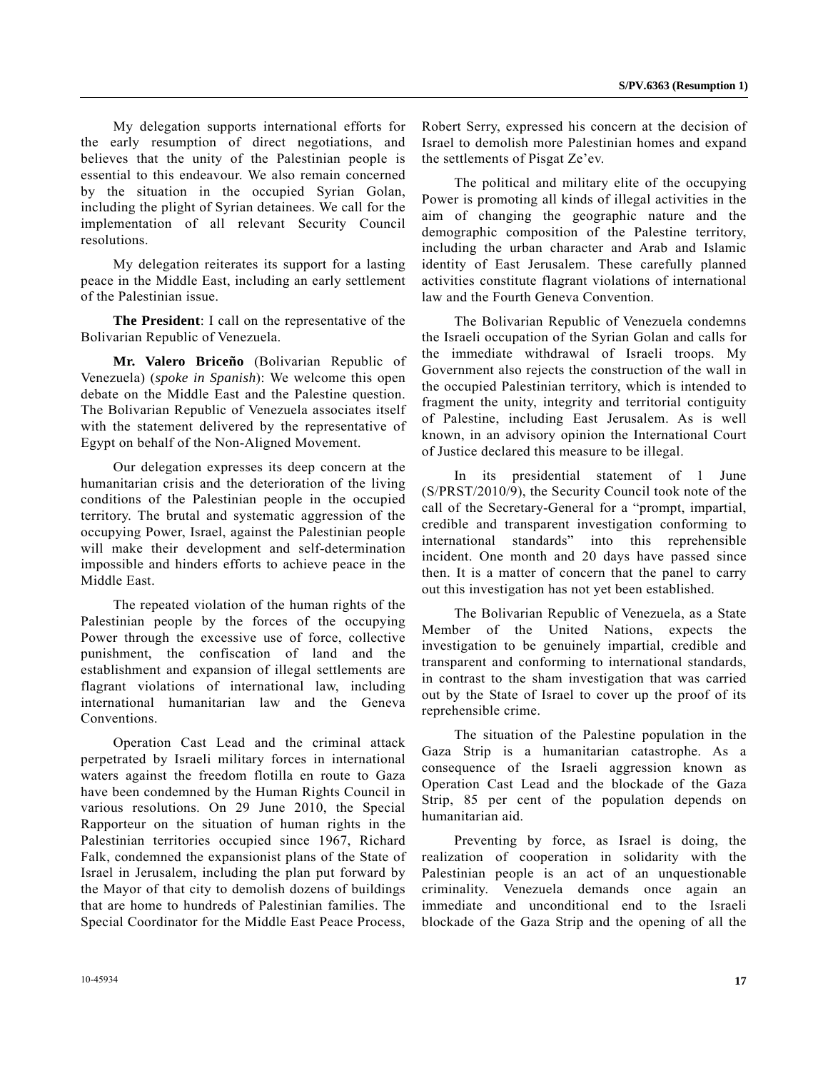My delegation supports international efforts for the early resumption of direct negotiations, and believes that the unity of the Palestinian people is essential to this endeavour. We also remain concerned by the situation in the occupied Syrian Golan, including the plight of Syrian detainees. We call for the implementation of all relevant Security Council resolutions.

My delegation reiterates its support for a lasting peace in the Middle East, including an early settlement of the Palestinian issue.

**The President**: I call on the representative of the Bolivarian Republic of Venezuela.

**Mr. Valero Briceño** (Bolivarian Republic of Venezuela) (*spoke in Spanish*): We welcome this open debate on the Middle East and the Palestine question. The Bolivarian Republic of Venezuela associates itself with the statement delivered by the representative of Egypt on behalf of the Non-Aligned Movement.

Our delegation expresses its deep concern at the humanitarian crisis and the deterioration of the living conditions of the Palestinian people in the occupied territory. The brutal and systematic aggression of the occupying Power, Israel, against the Palestinian people will make their development and self-determination impossible and hinders efforts to achieve peace in the Middle East.

The repeated violation of the human rights of the Palestinian people by the forces of the occupying Power through the excessive use of force, collective punishment, the confiscation of land and the establishment and expansion of illegal settlements are flagrant violations of international law, including international humanitarian law and the Geneva Conventions.

Operation Cast Lead and the criminal attack perpetrated by Israeli military forces in international waters against the freedom flotilla en route to Gaza have been condemned by the Human Rights Council in various resolutions. On 29 June 2010, the Special Rapporteur on the situation of human rights in the Palestinian territories occupied since 1967, Richard Falk, condemned the expansionist plans of the State of Israel in Jerusalem, including the plan put forward by the Mayor of that city to demolish dozens of buildings that are home to hundreds of Palestinian families. The Special Coordinator for the Middle East Peace Process, Robert Serry, expressed his concern at the decision of Israel to demolish more Palestinian homes and expand the settlements of Pisgat Ze'ev.

The political and military elite of the occupying Power is promoting all kinds of illegal activities in the aim of changing the geographic nature and the demographic composition of the Palestine territory, including the urban character and Arab and Islamic identity of East Jerusalem. These carefully planned activities constitute flagrant violations of international law and the Fourth Geneva Convention.

The Bolivarian Republic of Venezuela condemns the Israeli occupation of the Syrian Golan and calls for the immediate withdrawal of Israeli troops. My Government also rejects the construction of the wall in the occupied Palestinian territory, which is intended to fragment the unity, integrity and territorial contiguity of Palestine, including East Jerusalem. As is well known, in an advisory opinion the International Court of Justice declared this measure to be illegal.

In its presidential statement of 1 June (S/PRST/2010/9), the Security Council took note of the call of the Secretary-General for a "prompt, impartial, credible and transparent investigation conforming to international standards" into this reprehensible incident. One month and 20 days have passed since then. It is a matter of concern that the panel to carry out this investigation has not yet been established.

The Bolivarian Republic of Venezuela, as a State Member of the United Nations, expects the investigation to be genuinely impartial, credible and transparent and conforming to international standards, in contrast to the sham investigation that was carried out by the State of Israel to cover up the proof of its reprehensible crime.

The situation of the Palestine population in the Gaza Strip is a humanitarian catastrophe. As a consequence of the Israeli aggression known as Operation Cast Lead and the blockade of the Gaza Strip, 85 per cent of the population depends on humanitarian aid.

Preventing by force, as Israel is doing, the realization of cooperation in solidarity with the Palestinian people is an act of an unquestionable criminality. Venezuela demands once again an immediate and unconditional end to the Israeli blockade of the Gaza Strip and the opening of all the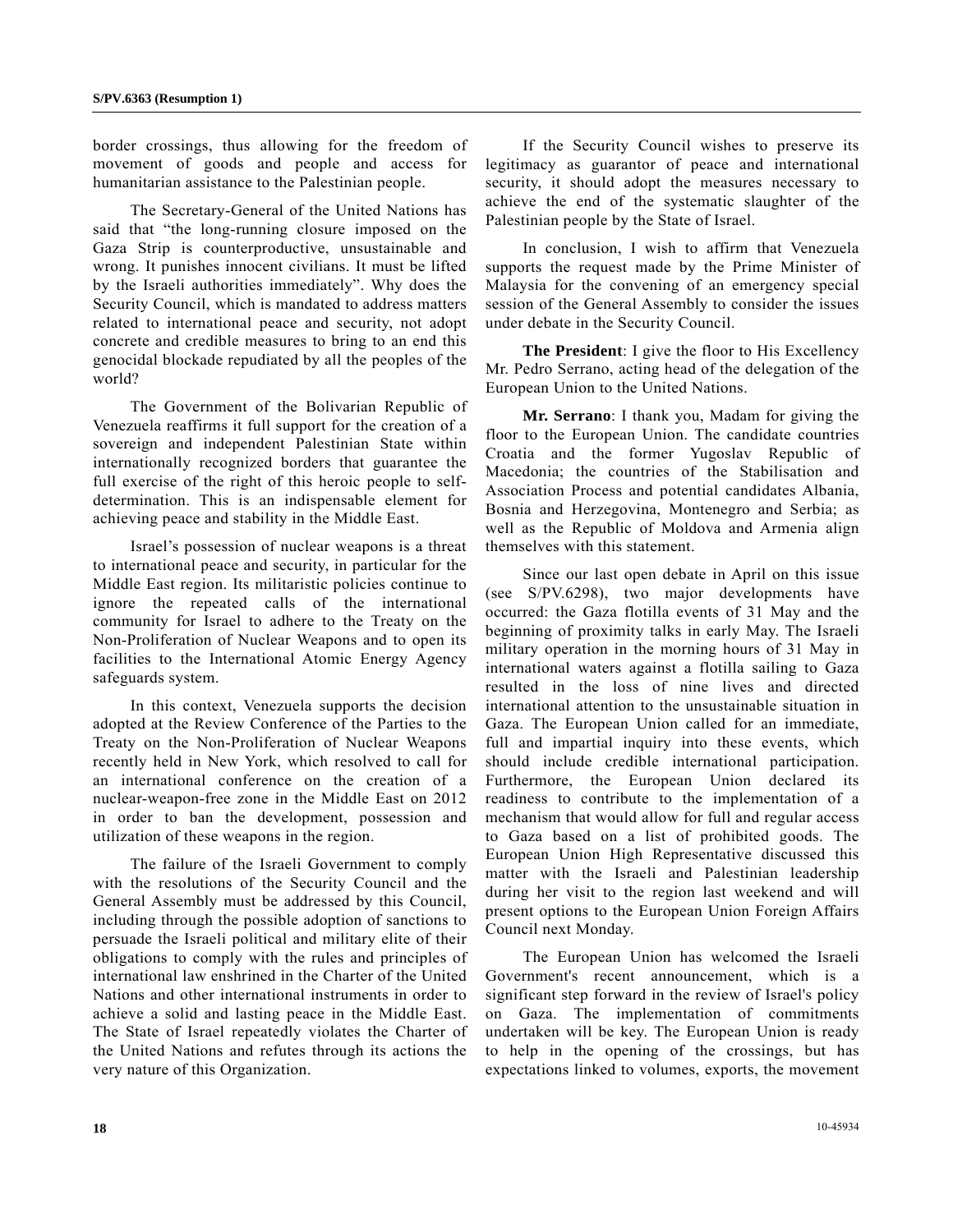border crossings, thus allowing for the freedom of movement of goods and people and access for humanitarian assistance to the Palestinian people.

The Secretary-General of the United Nations has said that "the long-running closure imposed on the Gaza Strip is counterproductive, unsustainable and wrong. It punishes innocent civilians. It must be lifted by the Israeli authorities immediately". Why does the Security Council, which is mandated to address matters related to international peace and security, not adopt concrete and credible measures to bring to an end this genocidal blockade repudiated by all the peoples of the world?

The Government of the Bolivarian Republic of Venezuela reaffirms it full support for the creation of a sovereign and independent Palestinian State within internationally recognized borders that guarantee the full exercise of the right of this heroic people to self-determination. This is an indispensable element for achieving peace and stability in the Middle East.

Israel's possession of nuclear weapons is a threat to international peace and security, in particular for the Middle East region. Its militaristic policies continue to ignore the repeated calls of the international community for Israel to adhere to the Treaty on the Non-Proliferation of Nuclear Weapons and to open its facilities to the International Atomic Energy Agency safeguards system.

In this context, Venezuela supports the decision adopted at the Review Conference of the Parties to the Treaty on the Non-Proliferation of Nuclear Weapons recently held in New York, which resolved to call for an international conference on the creation of a nuclear-weapon-free zone in the Middle East on 2012 in order to ban the development, possession and utilization of these weapons in the region.

The failure of the Israeli Government to comply with the resolutions of the Security Council and the General Assembly must be addressed by this Council, including through the possible adoption of sanctions to persuade the Israeli political and military elite of their obligations to comply with the rules and principles of international law enshrined in the Charter of the United Nations and other international instruments in order to achieve a solid and lasting peace in the Middle East. The State of Israel repeatedly violates the Charter of the United Nations and refutes through its actions the very nature of this Organization.

If the Security Council wishes to preserve its legitimacy as guarantor of peace and international security, it should adopt the measures necessary to achieve the end of the systematic slaughter of the Palestinian people by the State of Israel.

In conclusion, I wish to affirm that Venezuela supports the request made by the Prime Minister of Malaysia for the convening of an emergency special session of the General Assembly to consider the issues under debate in the Security Council.

**The President**: I give the floor to His Excellency Mr. Pedro Serrano, acting head of the delegation of the European Union to the United Nations.

**Mr. Serrano**: I thank you, Madam for giving the floor to the European Union. The candidate countries Croatia and the former Yugoslav Republic of Macedonia; the countries of the Stabilisation and Association Process and potential candidates Albania, Bosnia and Herzegovina, Montenegro and Serbia; as well as the Republic of Moldova and Armenia align themselves with this statement.

Since our last open debate in April on this issue (see S/PV.6298), two major developments have occurred: the Gaza flotilla events of 31 May and the beginning of proximity talks in early May. The Israeli military operation in the morning hours of 31 May in international waters against a flotilla sailing to Gaza resulted in the loss of nine lives and directed international attention to the unsustainable situation in Gaza. The European Union called for an immediate, full and impartial inquiry into these events, which should include credible international participation. Furthermore, the European Union declared its readiness to contribute to the implementation of a mechanism that would allow for full and regular access to Gaza based on a list of prohibited goods. The European Union High Representative discussed this matter with the Israeli and Palestinian leadership during her visit to the region last weekend and will present options to the European Union Foreign Affairs Council next Monday.

The European Union has welcomed the Israeli Government's recent announcement, which is a significant step forward in the review of Israel's policy on Gaza. The implementation of commitments undertaken will be key. The European Union is ready to help in the opening of the crossings, but has expectations linked to volumes, exports, the movement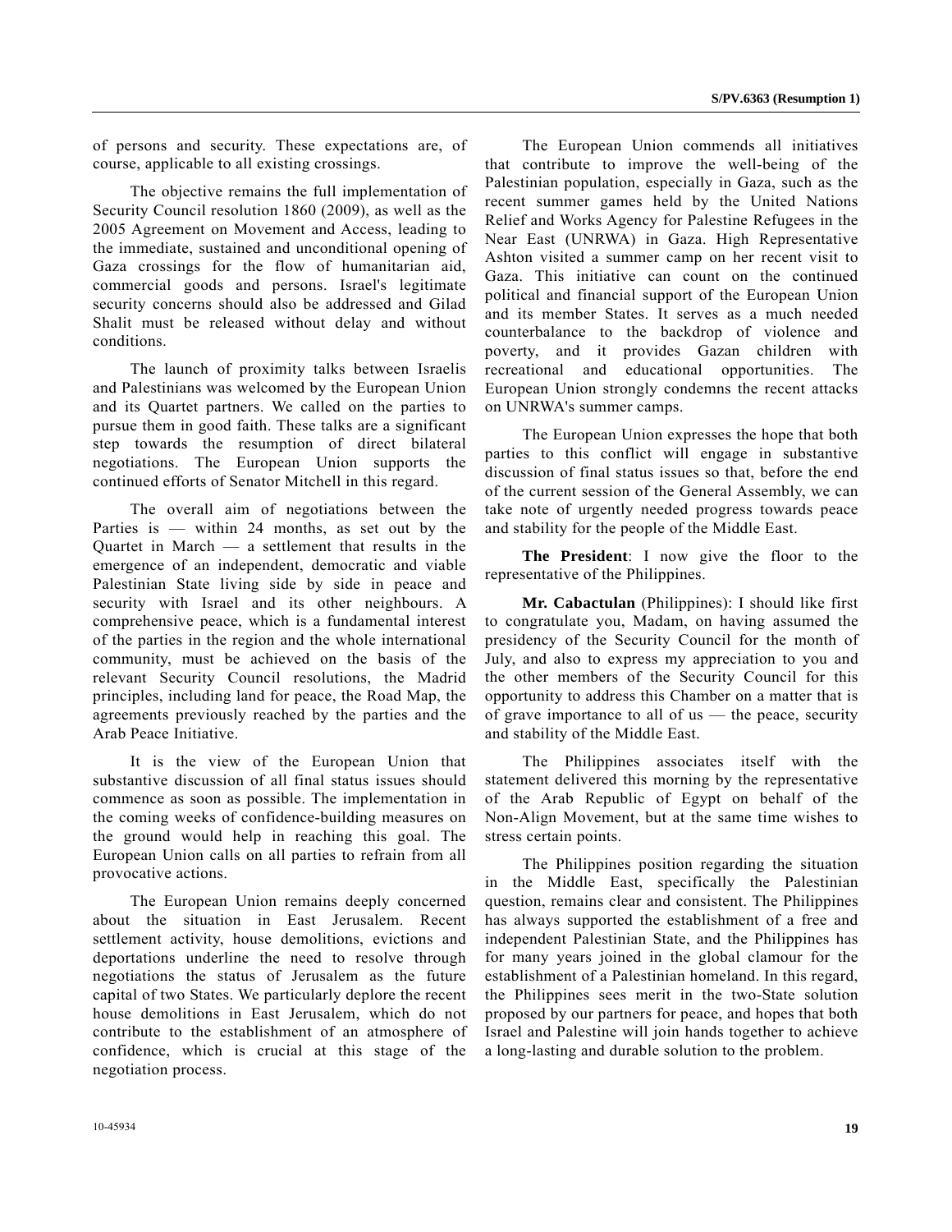of persons and security. These expectations are, of course, applicable to all existing crossings.

The objective remains the full implementation of Security Council resolution 1860 (2009), as well as the 2005 Agreement on Movement and Access, leading to the immediate, sustained and unconditional opening of Gaza crossings for the flow of humanitarian aid, commercial goods and persons. Israel's legitimate security concerns should also be addressed and Gilad Shalit must be released without delay and without conditions.

The launch of proximity talks between Israelis and Palestinians was welcomed by the European Union and its Quartet partners. We called on the parties to pursue them in good faith. These talks are a significant step towards the resumption of direct bilateral negotiations. The European Union supports the continued efforts of Senator Mitchell in this regard.

The overall aim of negotiations between the Parties is — within 24 months, as set out by the Quartet in March — a settlement that results in the emergence of an independent, democratic and viable Palestinian State living side by side in peace and security with Israel and its other neighbours. A comprehensive peace, which is a fundamental interest of the parties in the region and the whole international community, must be achieved on the basis of the relevant Security Council resolutions, the Madrid principles, including land for peace, the Road Map, the agreements previously reached by the parties and the Arab Peace Initiative.

It is the view of the European Union that substantive discussion of all final status issues should commence as soon as possible. The implementation in the coming weeks of confidence-building measures on the ground would help in reaching this goal. The European Union calls on all parties to refrain from all provocative actions.

The European Union remains deeply concerned about the situation in East Jerusalem. Recent settlement activity, house demolitions, evictions and deportations underline the need to resolve through negotiations the status of Jerusalem as the future capital of two States. We particularly deplore the recent house demolitions in East Jerusalem, which do not contribute to the establishment of an atmosphere of confidence, which is crucial at this stage of the negotiation process.

The European Union commends all initiatives that contribute to improve the well-being of the Palestinian population, especially in Gaza, such as the recent summer games held by the United Nations Relief and Works Agency for Palestine Refugees in the Near East (UNRWA) in Gaza. High Representative Ashton visited a summer camp on her recent visit to Gaza. This initiative can count on the continued political and financial support of the European Union and its member States. It serves as a much needed counterbalance to the backdrop of violence and poverty, and it provides Gazan children with recreational and educational opportunities. The European Union strongly condemns the recent attacks on UNRWA's summer camps.

The European Union expresses the hope that both parties to this conflict will engage in substantive discussion of final status issues so that, before the end of the current session of the General Assembly, we can take note of urgently needed progress towards peace and stability for the people of the Middle East.

**The President**: I now give the floor to the representative of the Philippines.

**Mr. Cabactulan** (Philippines): I should like first to congratulate you, Madam, on having assumed the presidency of the Security Council for the month of July, and also to express my appreciation to you and the other members of the Security Council for this opportunity to address this Chamber on a matter that is of grave importance to all of us — the peace, security and stability of the Middle East.

The Philippines associates itself with the statement delivered this morning by the representative of the Arab Republic of Egypt on behalf of the Non-Align Movement, but at the same time wishes to stress certain points.

The Philippines position regarding the situation in the Middle East, specifically the Palestinian question, remains clear and consistent. The Philippines has always supported the establishment of a free and independent Palestinian State, and the Philippines has for many years joined in the global clamour for the establishment of a Palestinian homeland. In this regard, the Philippines sees merit in the two-State solution proposed by our partners for peace, and hopes that both Israel and Palestine will join hands together to achieve a long-lasting and durable solution to the problem.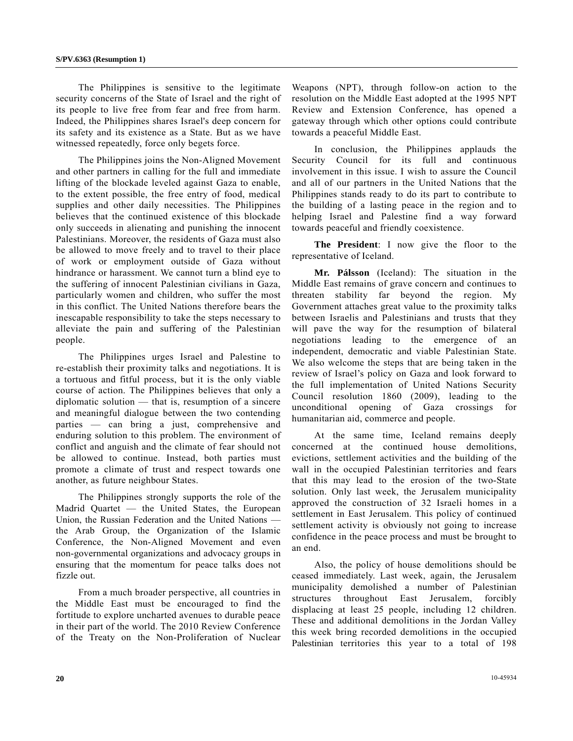The Philippines is sensitive to the legitimate security concerns of the State of Israel and the right of its people to live free from fear and free from harm. Indeed, the Philippines shares Israel's deep concern for its safety and its existence as a State. But as we have witnessed repeatedly, force only begets force.

The Philippines joins the Non-Aligned Movement and other partners in calling for the full and immediate lifting of the blockade leveled against Gaza to enable, to the extent possible, the free entry of food, medical supplies and other daily necessities. The Philippines believes that the continued existence of this blockade only succeeds in alienating and punishing the innocent Palestinians. Moreover, the residents of Gaza must also be allowed to move freely and to travel to their place of work or employment outside of Gaza without hindrance or harassment. We cannot turn a blind eye to the suffering of innocent Palestinian civilians in Gaza, particularly women and children, who suffer the most in this conflict. The United Nations therefore bears the inescapable responsibility to take the steps necessary to alleviate the pain and suffering of the Palestinian people.

The Philippines urges Israel and Palestine to re-establish their proximity talks and negotiations. It is a tortuous and fitful process, but it is the only viable course of action. The Philippines believes that only a diplomatic solution — that is, resumption of a sincere and meaningful dialogue between the two contending parties — can bring a just, comprehensive and enduring solution to this problem. The environment of conflict and anguish and the climate of fear should not be allowed to continue. Instead, both parties must promote a climate of trust and respect towards one another, as future neighbour States.

The Philippines strongly supports the role of the Madrid Quartet — the United States, the European Union, the Russian Federation and the United Nations — the Arab Group, the Organization of the Islamic Conference, the Non-Aligned Movement and even non-governmental organizations and advocacy groups in ensuring that the momentum for peace talks does not fizzle out.

From a much broader perspective, all countries in the Middle East must be encouraged to find the fortitude to explore uncharted avenues to durable peace in their part of the world. The 2010 Review Conference of the Treaty on the Non-Proliferation of Nuclear Weapons (NPT), through follow-on action to the resolution on the Middle East adopted at the 1995 NPT Review and Extension Conference, has opened a gateway through which other options could contribute towards a peaceful Middle East.

In conclusion, the Philippines applauds the Security Council for its full and continuous involvement in this issue. I wish to assure the Council and all of our partners in the United Nations that the Philippines stands ready to do its part to contribute to the building of a lasting peace in the region and to helping Israel and Palestine find a way forward towards peaceful and friendly coexistence.

**The President**: I now give the floor to the representative of Iceland.

**Mr. Pálsson** (Iceland): The situation in the Middle East remains of grave concern and continues to threaten stability far beyond the region. My Government attaches great value to the proximity talks between Israelis and Palestinians and trusts that they will pave the way for the resumption of bilateral negotiations leading to the emergence of an independent, democratic and viable Palestinian State. We also welcome the steps that are being taken in the review of Israel's policy on Gaza and look forward to the full implementation of United Nations Security Council resolution 1860 (2009), leading to the unconditional opening of Gaza crossings for humanitarian aid, commerce and people.

At the same time, Iceland remains deeply concerned at the continued house demolitions, evictions, settlement activities and the building of the wall in the occupied Palestinian territories and fears that this may lead to the erosion of the two-State solution. Only last week, the Jerusalem municipality approved the construction of 32 Israeli homes in a settlement in East Jerusalem. This policy of continued settlement activity is obviously not going to increase confidence in the peace process and must be brought to an end.

Also, the policy of house demolitions should be ceased immediately. Last week, again, the Jerusalem municipality demolished a number of Palestinian structures throughout East Jerusalem, forcibly displacing at least 25 people, including 12 children. These and additional demolitions in the Jordan Valley this week bring recorded demolitions in the occupied Palestinian territories this year to a total of 198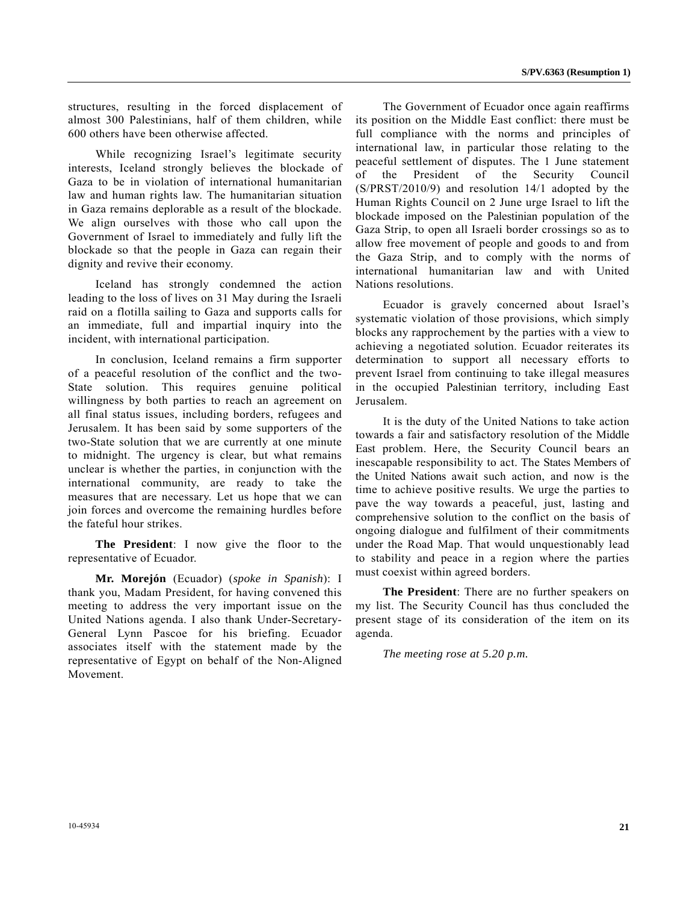structures, resulting in the forced displacement of almost 300 Palestinians, half of them children, while 600 others have been otherwise affected.

While recognizing Israel's legitimate security interests, Iceland strongly believes the blockade of Gaza to be in violation of international humanitarian law and human rights law. The humanitarian situation in Gaza remains deplorable as a result of the blockade. We align ourselves with those who call upon the Government of Israel to immediately and fully lift the blockade so that the people in Gaza can regain their dignity and revive their economy.

Iceland has strongly condemned the action leading to the loss of lives on 31 May during the Israeli raid on a flotilla sailing to Gaza and supports calls for an immediate, full and impartial inquiry into the incident, with international participation.

In conclusion, Iceland remains a firm supporter of a peaceful resolution of the conflict and the two-State solution. This requires genuine political willingness by both parties to reach an agreement on all final status issues, including borders, refugees and Jerusalem. It has been said by some supporters of the two-State solution that we are currently at one minute to midnight. The urgency is clear, but what remains unclear is whether the parties, in conjunction with the international community, are ready to take the measures that are necessary. Let us hope that we can join forces and overcome the remaining hurdles before the fateful hour strikes.

**The President**: I now give the floor to the representative of Ecuador.

**Mr. Morejón** (Ecuador) (*spoke in Spanish*): I thank you, Madam President, for having convened this meeting to address the very important issue on the United Nations agenda. I also thank Under-Secretary-General Lynn Pascoe for his briefing. Ecuador associates itself with the statement made by the representative of Egypt on behalf of the Non-Aligned Movement.

The Government of Ecuador once again reaffirms its position on the Middle East conflict: there must be full compliance with the norms and principles of international law, in particular those relating to the peaceful settlement of disputes. The 1 June statement of the President of the Security Council (S/PRST/2010/9) and resolution 14/1 adopted by the Human Rights Council on 2 June urge Israel to lift the blockade imposed on the Palestinian population of the Gaza Strip, to open all Israeli border crossings so as to allow free movement of people and goods to and from the Gaza Strip, and to comply with the norms of international humanitarian law and with United Nations resolutions.

Ecuador is gravely concerned about Israel's systematic violation of those provisions, which simply blocks any rapprochement by the parties with a view to achieving a negotiated solution. Ecuador reiterates its determination to support all necessary efforts to prevent Israel from continuing to take illegal measures in the occupied Palestinian territory, including East Jerusalem.

It is the duty of the United Nations to take action towards a fair and satisfactory resolution of the Middle East problem. Here, the Security Council bears an inescapable responsibility to act. The States Members of the United Nations await such action, and now is the time to achieve positive results. We urge the parties to pave the way towards a peaceful, just, lasting and comprehensive solution to the conflict on the basis of ongoing dialogue and fulfilment of their commitments under the Road Map. That would unquestionably lead to stability and peace in a region where the parties must coexist within agreed borders.

**The President**: There are no further speakers on my list. The Security Council has thus concluded the present stage of its consideration of the item on its agenda.

*The meeting rose at 5.20 p.m.*